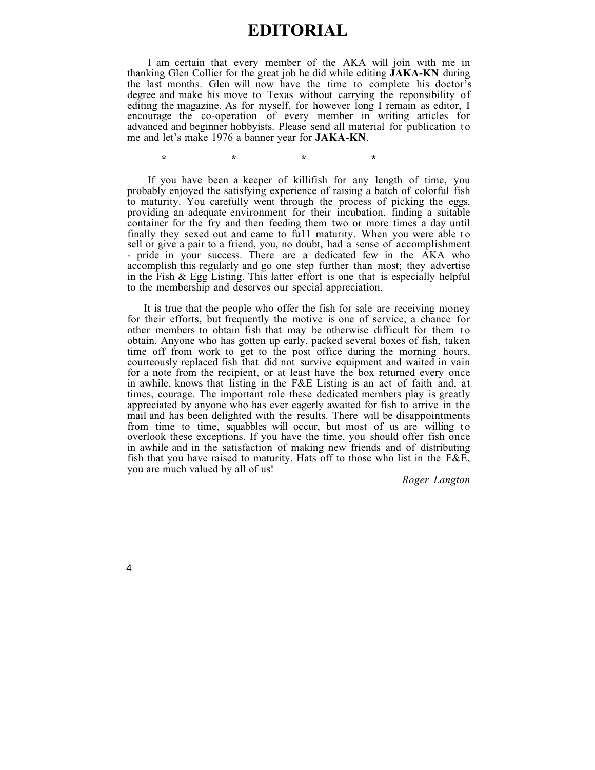# EDITORIAL

I am certain that every member of the AKA will join with me in thanking Glen Collier for the great job he did while editing **JAKA-KN** during the last months. Glen will now have the time to complete his doctor's degree and make his move to Texas without carrying the reponsibility of editing the magazine. As for myself, for however long I remain as editor, I encourage the co-operation of every member in writing articles for advanced and beginner hobbyists. Please send all material for publication to me and let's make 1976 a banner year for **JAKA-KN**.

\*                \*                \*                \*

If you have been a keeper of killifish for any length of time, you probably enjoyed the satisfying experience of raising a batch of colorful fish to maturity. You carefully went through the process of picking the eggs, providing an adequate environment for their incubation, finding a suitable container for the fry and then feeding them two or more times a day until finally they sexed out and came to fu11 maturity. When you were able to sell or give a pair to a friend, you, no doubt, had a sense of accomplishment - pride in your success. There are a dedicated few in the AKA who accomplish this regularly and go one step further than most; they advertise in the Fish & Egg Listing. This latter effort is one that is especially helpful to the membership and deserves our special appreciation.

It is true that the people who offer the fish for sale are receiving money for their efforts, but frequently the motive is one of service, a chance for other members to obtain fish that may be otherwise difficult for them to obtain. Anyone who has gotten up early, packed several boxes of fish, taken time off from work to get to the post office during the morning hours, courteously replaced fish that did not survive equipment and waited in vain for a note from the recipient, or at least have the box returned every once in awhile, knows that listing in the F&E Listing is an act of faith and, at times, courage. The important role these dedicated members play is greatly appreciated by anyone who has ever eagerly awaited for fish to arrive in the mail and has been delighted with the results. There will be disappointments from time to time, squabbles will occur, but most of us are willing to overlook these exceptions. If you have the time, you should offer fish once in awhile and in the satisfaction of making new friends and of distributing fish that you have raised to maturity. Hats off to those who list in the F&E, you are much valued by all of us!

*Roger Langton*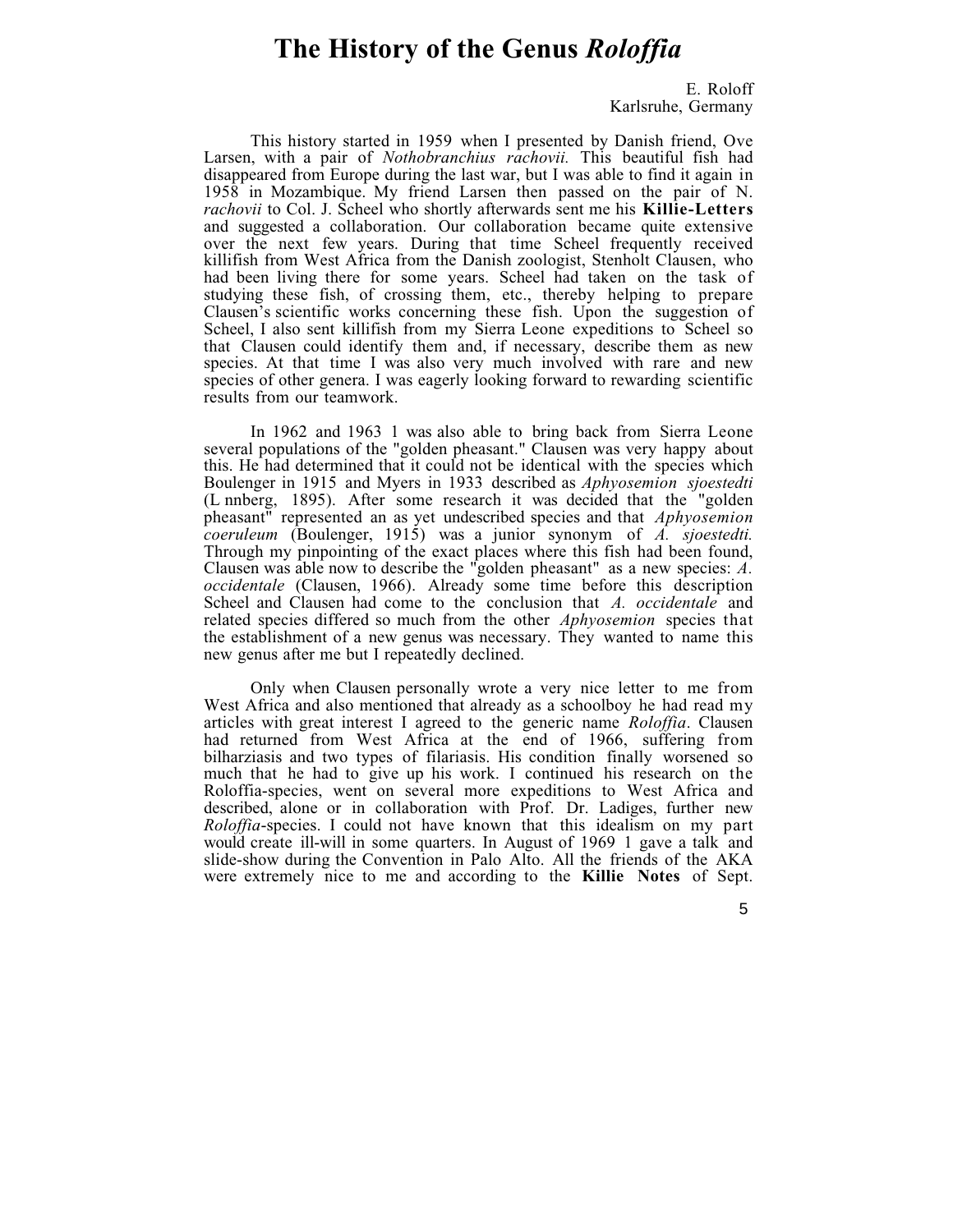# The History of the Genus *Roloffia*

E. Roloff
Karlsruhe, Germany

This history started in 1959 when I presented by Danish friend, Ove Larsen, with a pair of *Nothobranchius rachovii.* This beautiful fish had disappeared from Europe during the last war, but I was able to find it again in 1958 in Mozambique. My friend Larsen then passed on the pair of N. *rachovii* to Col. J. Scheel who shortly afterwards sent me his **Killie-Letters** and suggested a collaboration. Our collaboration became quite extensive over the next few years. During that time Scheel frequently received killifish from West Africa from the Danish zoologist, Stenholt Clausen, who had been living there for some years. Scheel had taken on the task of studying these fish, of crossing them, etc., thereby helping to prepare Clausen's scientific works concerning these fish. Upon the suggestion of Scheel, I also sent killifish from my Sierra Leone expeditions to Scheel so that Clausen could identify them and, if necessary, describe them as new species. At that time I was also very much involved with rare and new species of other genera. I was eagerly looking forward to rewarding scientific results from our teamwork.

In 1962 and 1963 1 was also able to bring back from Sierra Leone several populations of the "golden pheasant." Clausen was very happy about this. He had determined that it could not be identical with the species which Boulenger in 1915 and Myers in 1933 described as *Aphyosemion sjoestedti* (L nnberg, 1895). After some research it was decided that the "golden pheasant" represented an as yet undescribed species and that *Aphyosemion coeruleum* (Boulenger, 1915) was a junior synonym of *A. sjoestedti.* Through my pinpointing of the exact places where this fish had been found, Clausen was able now to describe the "golden pheasant" as a new species: *A. occidentale* (Clausen, 1966). Already some time before this description Scheel and Clausen had come to the conclusion that *A. occidentale* and related species differed so much from the other *Aphyosemion* species that the establishment of a new genus was necessary. They wanted to name this new genus after me but I repeatedly declined.

Only when Clausen personally wrote a very nice letter to me from West Africa and also mentioned that already as a schoolboy he had read my articles with great interest I agreed to the generic name *Roloffia*. Clausen had returned from West Africa at the end of 1966, suffering from bilharziasis and two types of filariasis. His condition finally worsened so much that he had to give up his work. I continued his research on the Roloffia-species, went on several more expeditions to West Africa and described, alone or in collaboration with Prof. Dr. Ladiges, further new *Roloffia*-species. I could not have known that this idealism on my part would create ill-will in some quarters. In August of 1969 1 gave a talk and slide-show during the Convention in Palo Alto. All the friends of the AKA were extremely nice to me and according to the **Killie Notes** of Sept.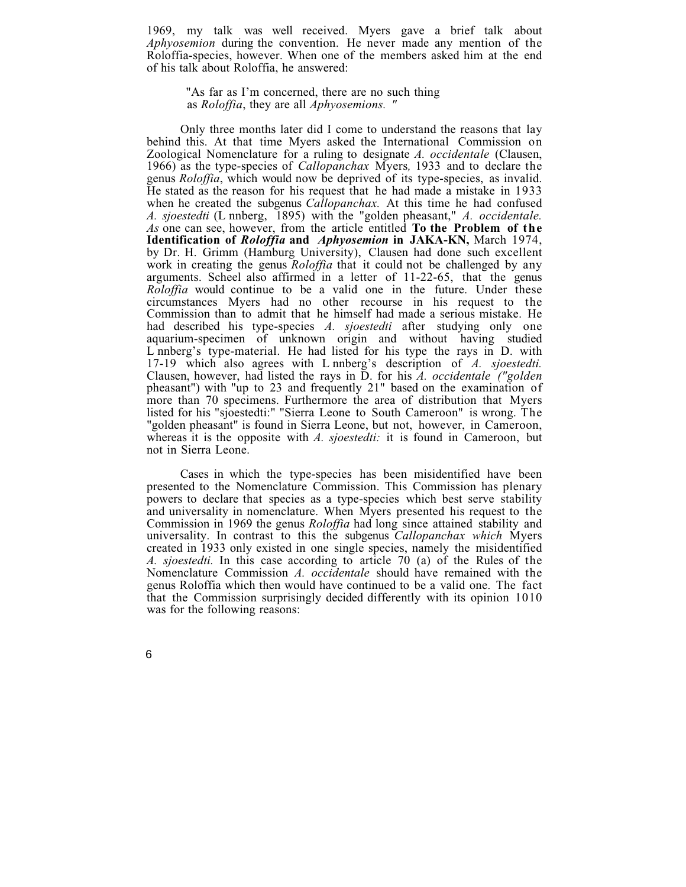1969, my talk was well received. Myers gave a brief talk about *Aphyosemion* during the convention. He never made any mention of the Roloffia-species, however. When one of the members asked him at the end of his talk about Roloffia, he answered:

> "As far as I'm concerned, there are no such thing as *Roloffia*, they are all *Aphyosemions.* "

Only three months later did I come to understand the reasons that lay behind this. At that time Myers asked the International Commission on Zoological Nomenclature for a ruling to designate *A. occidentale* (Clausen, 1966) as the type-species of *Callopanchax* Myers*,* 1933 and to declare the genus *Roloffia*, which would now be deprived of its type-species, as invalid. He stated as the reason for his request that he had made a mistake in 1933 when he created the subgenus *Callopanchax.* At this time he had confused *A. sjoestedti* (L nnberg, 1895) with the "golden pheasant," *A. occidentale. As* one can see, however, from the article entitled **To the Problem of the Identification of *Roloffia* and *Aphyosemion* in JAKA-KN,** March 1974, by Dr. H. Grimm (Hamburg University), Clausen had done such excellent work in creating the genus *Roloffia* that it could not be challenged by any arguments. Scheel also affirmed in a letter of 11-22-65, that the genus *Roloffia* would continue to be a valid one in the future. Under these circumstances Myers had no other recourse in his request to the Commission than to admit that he himself had made a serious mistake. He had described his type-species *A. sjoestedti* after studying only one aquarium-specimen of unknown origin and without having studied L nnberg's type-material. He had listed for his type the rays in D. with 17-19 which also agrees with L nnberg's description of *A. sjoestedti.* Clausen, however, had listed the rays in D. for his *A. occidentale ("golden* pheasant") with "up to 23 and frequently 21" based on the examination of more than 70 specimens. Furthermore the area of distribution that Myers listed for his "sjoestedti:" "Sierra Leone to South Cameroon" is wrong. The "golden pheasant" is found in Sierra Leone, but not, however, in Cameroon, whereas it is the opposite with *A. sjoestedti:* it is found in Cameroon, but not in Sierra Leone.

Cases in which the type-species has been misidentified have been presented to the Nomenclature Commission. This Commission has plenary powers to declare that species as a type-species which best serve stability and universality in nomenclature. When Myers presented his request to the Commission in 1969 the genus *Roloffia* had long since attained stability and universality. In contrast to this the subgenus *Callopanchax which* Myers created in 1933 only existed in one single species, namely the misidentified *A. sjoestedti.* In this case according to article 70 (a) of the Rules of the Nomenclature Commission *A. occidentale* should have remained with the genus Roloffia which then would have continued to be a valid one. The fact that the Commission surprisingly decided differently with its opinion 1010 was for the following reasons: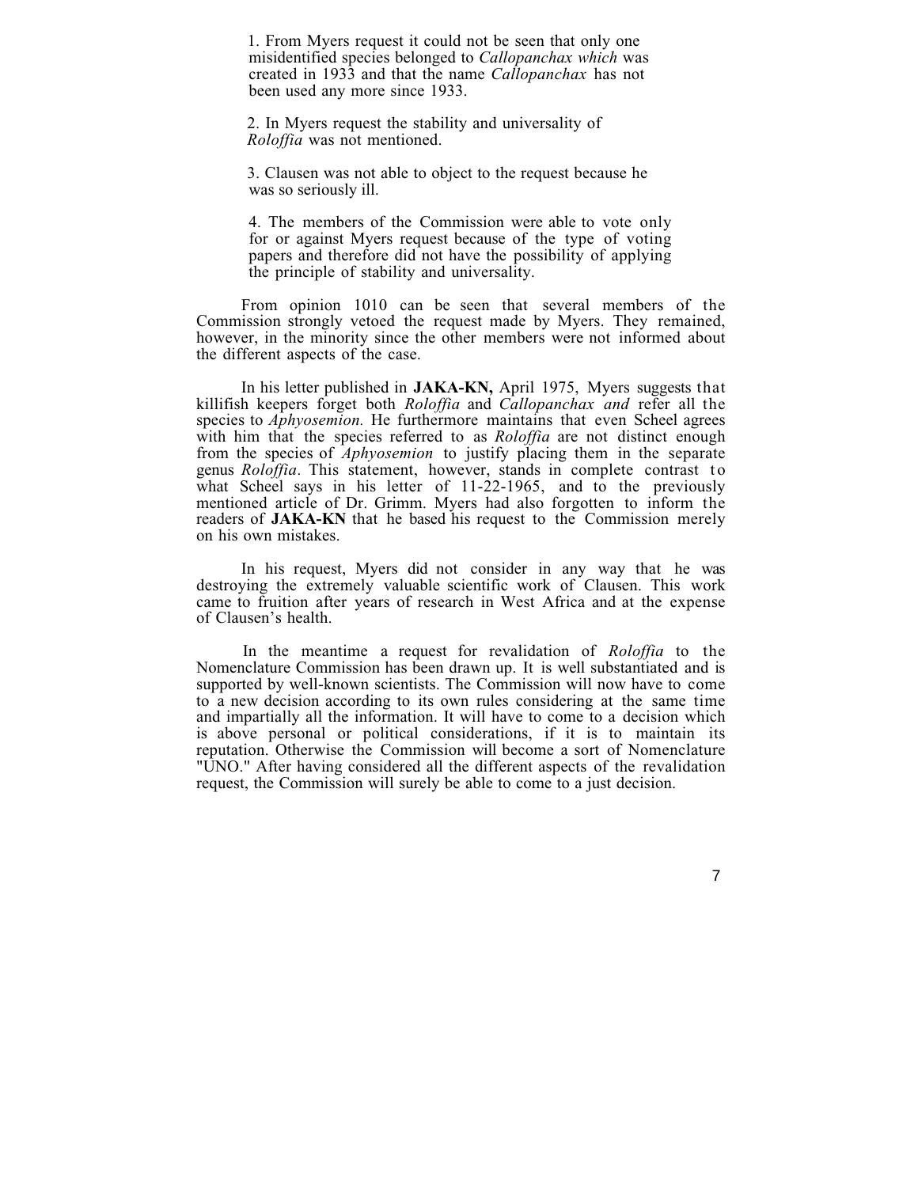1. From Myers request it could not be seen that only one misidentified species belonged to *Callopanchax which* was created in 1933 and that the name *Callopanchax* has not been used any more since 1933.

2. In Myers request the stability and universality of *Roloffia* was not mentioned.

3. Clausen was not able to object to the request because he was so seriously ill.

4. The members of the Commission were able to vote only for or against Myers request because of the type of voting papers and therefore did not have the possibility of applying the principle of stability and universality.

From opinion 1010 can be seen that several members of the Commission strongly vetoed the request made by Myers. They remained, however, in the minority since the other members were not informed about the different aspects of the case.

In his letter published in **JAKA-KN,** April 1975, Myers suggests that killifish keepers forget both *Roloffia* and *Callopanchax and* refer all the species to *Aphyosemion.* He furthermore maintains that even Scheel agrees with him that the species referred to as *Roloffia* are not distinct enough from the species of *Aphyosemion* to justify placing them in the separate genus *Roloffia*. This statement, however, stands in complete contrast to what Scheel says in his letter of 11-22-1965, and to the previously mentioned article of Dr. Grimm. Myers had also forgotten to inform the readers of **JAKA-KN** that he based his request to the Commission merely on his own mistakes.

In his request, Myers did not consider in any way that he was destroying the extremely valuable scientific work of Clausen. This work came to fruition after years of research in West Africa and at the expense of Clausen's health.

In the meantime a request for revalidation of *Roloffia* to the Nomenclature Commission has been drawn up. It is well substantiated and is supported by well-known scientists. The Commission will now have to come to a new decision according to its own rules considering at the same time and impartially all the information. It will have to come to a decision which is above personal or political considerations, if it is to maintain its reputation. Otherwise the Commission will become a sort of Nomenclature "UNO." After having considered all the different aspects of the revalidation request, the Commission will surely be able to come to a just decision.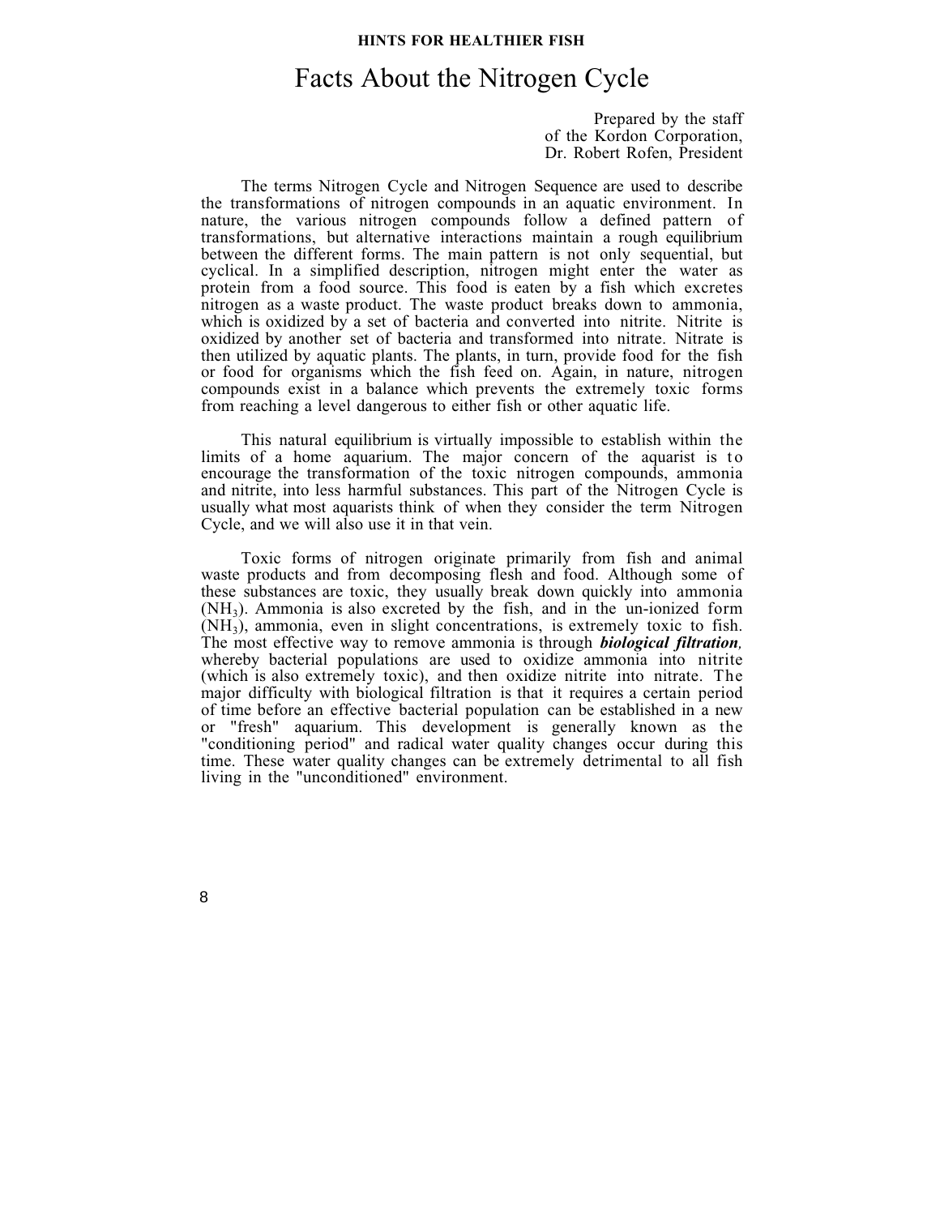**HINTS FOR HEALTHIER FISH**

# Facts About the Nitrogen Cycle

Prepared by the staff
of the Kordon Corporation,
Dr. Robert Rofen, President

The terms Nitrogen Cycle and Nitrogen Sequence are used to describe the transformations of nitrogen compounds in an aquatic environment. In nature, the various nitrogen compounds follow a defined pattern of transformations, but alternative interactions maintain a rough equilibrium between the different forms. The main pattern is not only sequential, but cyclical. In a simplified description, nitrogen might enter the water as protein from a food source. This food is eaten by a fish which excretes nitrogen as a waste product. The waste product breaks down to ammonia, which is oxidized by a set of bacteria and converted into nitrite. Nitrite is oxidized by another set of bacteria and transformed into nitrate. Nitrate is then utilized by aquatic plants. The plants, in turn, provide food for the fish or food for organisms which the fish feed on. Again, in nature, nitrogen compounds exist in a balance which prevents the extremely toxic forms from reaching a level dangerous to either fish or other aquatic life.

This natural equilibrium is virtually impossible to establish within the limits of a home aquarium. The major concern of the aquarist is to encourage the transformation of the toxic nitrogen compounds, ammonia and nitrite, into less harmful substances. This part of the Nitrogen Cycle is usually what most aquarists think of when they consider the term Nitrogen Cycle, and we will also use it in that vein.

Toxic forms of nitrogen originate primarily from fish and animal waste products and from decomposing flesh and food. Although some of these substances are toxic, they usually break down quickly into ammonia ($NH_3$). Ammonia is also excreted by the fish, and in the un-ionized form ($NH_3$), ammonia, even in slight concentrations, is extremely toxic to fish. The most effective way to remove ammonia is through ***biological filtration,*** whereby bacterial populations are used to oxidize ammonia into nitrite (which is also extremely toxic), and then oxidize nitrite into nitrate. The major difficulty with biological filtration is that it requires a certain period of time before an effective bacterial population can be established in a new or "fresh" aquarium. This development is generally known as the "conditioning period" and radical water quality changes occur during this time. These water quality changes can be extremely detrimental to all fish living in the "unconditioned" environment.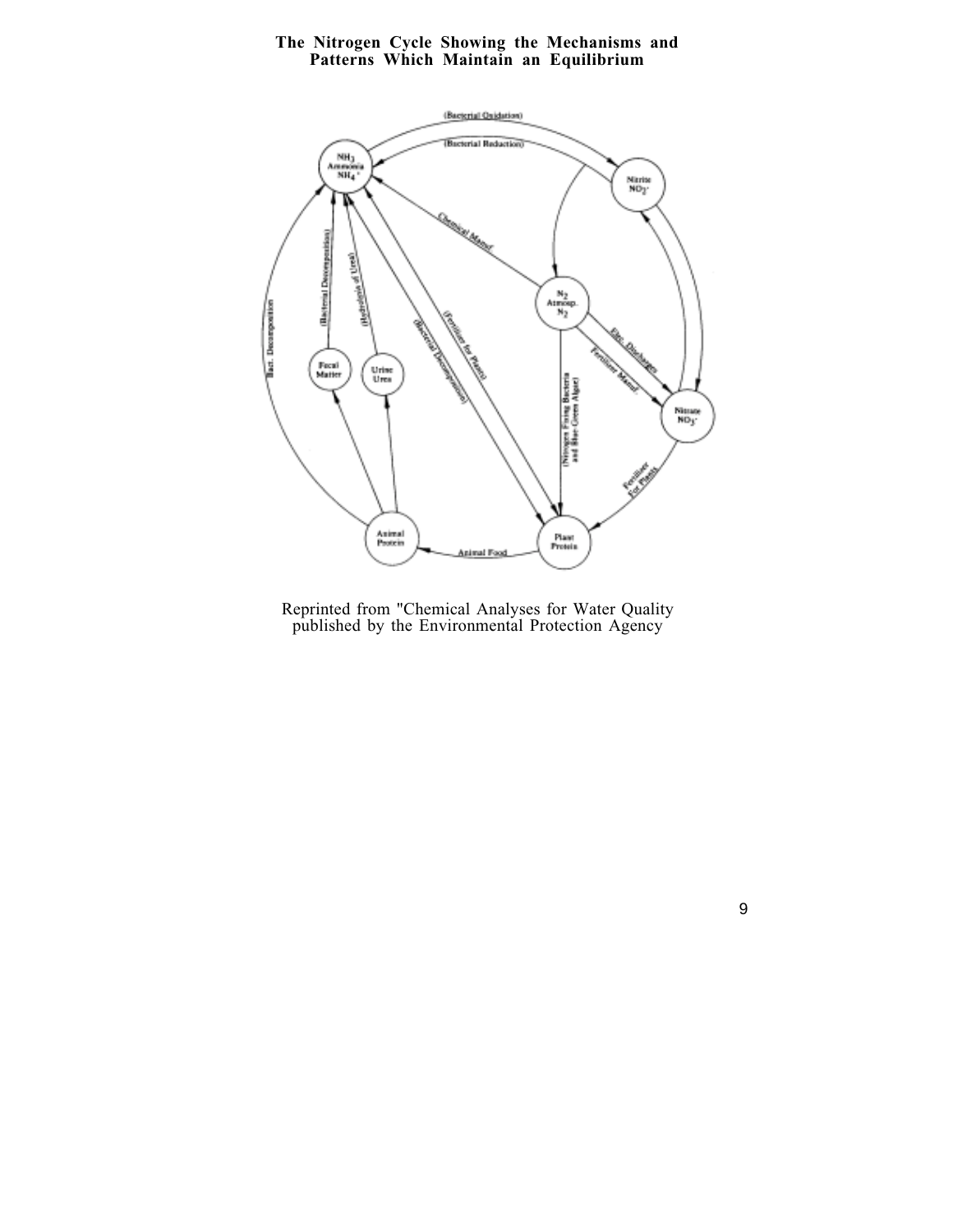**The Nitrogen Cycle Showing the Mechanisms and Patterns Which Maintain an Equilibrium**

Reprinted from "Chemical Analyses for Water Quality published by the Environmental Protection Agency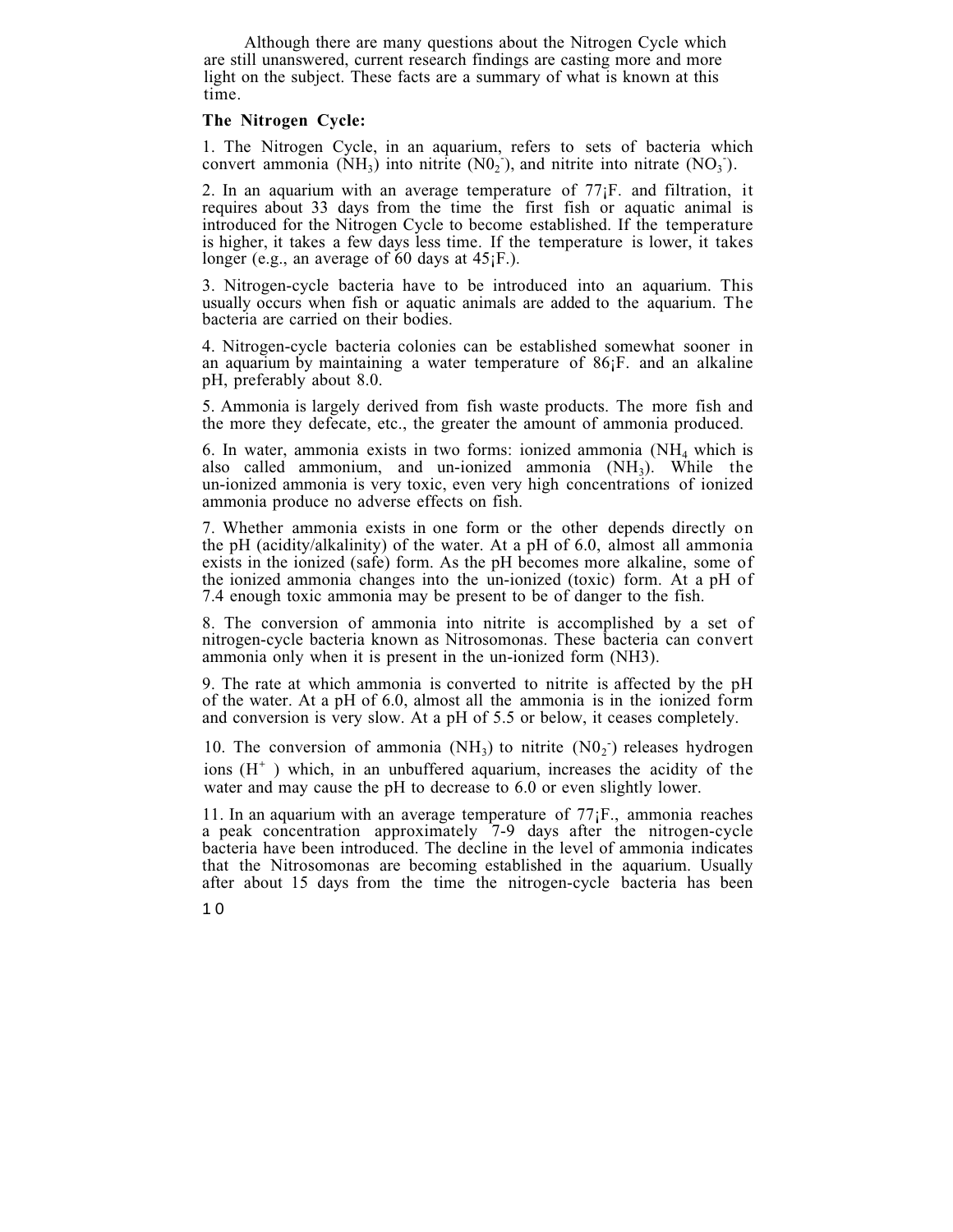Although there are many questions about the Nitrogen Cycle which are still unanswered, current research findings are casting more and more light on the subject. These facts are a summary of what is known at this time.

**The Nitrogen Cycle:**

1. The Nitrogen Cycle, in an aquarium, refers to sets of bacteria which convert ammonia ($NH_3$) into nitrite ($N0_2^-$), and nitrite into nitrate ($NO_3^-$).

2. In an aquarium with an average temperature of 77¡F. and filtration, it requires about 33 days from the time the first fish or aquatic animal is introduced for the Nitrogen Cycle to become established. If the temperature is higher, it takes a few days less time. If the temperature is lower, it takes longer (e.g., an average of 60 days at 45¡F.).

3. Nitrogen-cycle bacteria have to be introduced into an aquarium. This usually occurs when fish or aquatic animals are added to the aquarium. The bacteria are carried on their bodies.

4. Nitrogen-cycle bacteria colonies can be established somewhat sooner in an aquarium by maintaining a water temperature of 86¡F. and an alkaline pH, preferably about 8.0.

5. Ammonia is largely derived from fish waste products. The more fish and the more they defecate, etc., the greater the amount of ammonia produced.

6. In water, ammonia exists in two forms: ionized ammonia ($NH_4$ which is also called ammonium, and un-ionized ammonia ($NH_3$). While the un-ionized ammonia is very toxic, even very high concentrations of ionized ammonia produce no adverse effects on fish.

7. Whether ammonia exists in one form or the other depends directly on the pH (acidity/alkalinity) of the water. At a pH of 6.0, almost all ammonia exists in the ionized (safe) form. As the pH becomes more alkaline, some of the ionized ammonia changes into the un-ionized (toxic) form. At a pH of 7.4 enough toxic ammonia may be present to be of danger to the fish.

8. The conversion of ammonia into nitrite is accomplished by a set of nitrogen-cycle bacteria known as Nitrosomonas. These bacteria can convert ammonia only when it is present in the un-ionized form (NH3).

9. The rate at which ammonia is converted to nitrite is affected by the pH of the water. At a pH of 6.0, almost all the ammonia is in the ionized form and conversion is very slow. At a pH of 5.5 or below, it ceases completely.

10. The conversion of ammonia ($NH_3$) to nitrite ($N0_2^-$) releases hydrogen ions ($H^+$ ) which, in an unbuffered aquarium, increases the acidity of the water and may cause the pH to decrease to 6.0 or even slightly lower.

11. In an aquarium with an average temperature of 77¡F., ammonia reaches a peak concentration approximately 7-9 days after the nitrogen-cycle bacteria have been introduced. The decline in the level of ammonia indicates that the Nitrosomonas are becoming established in the aquarium. Usually after about 15 days from the time the nitrogen-cycle bacteria has been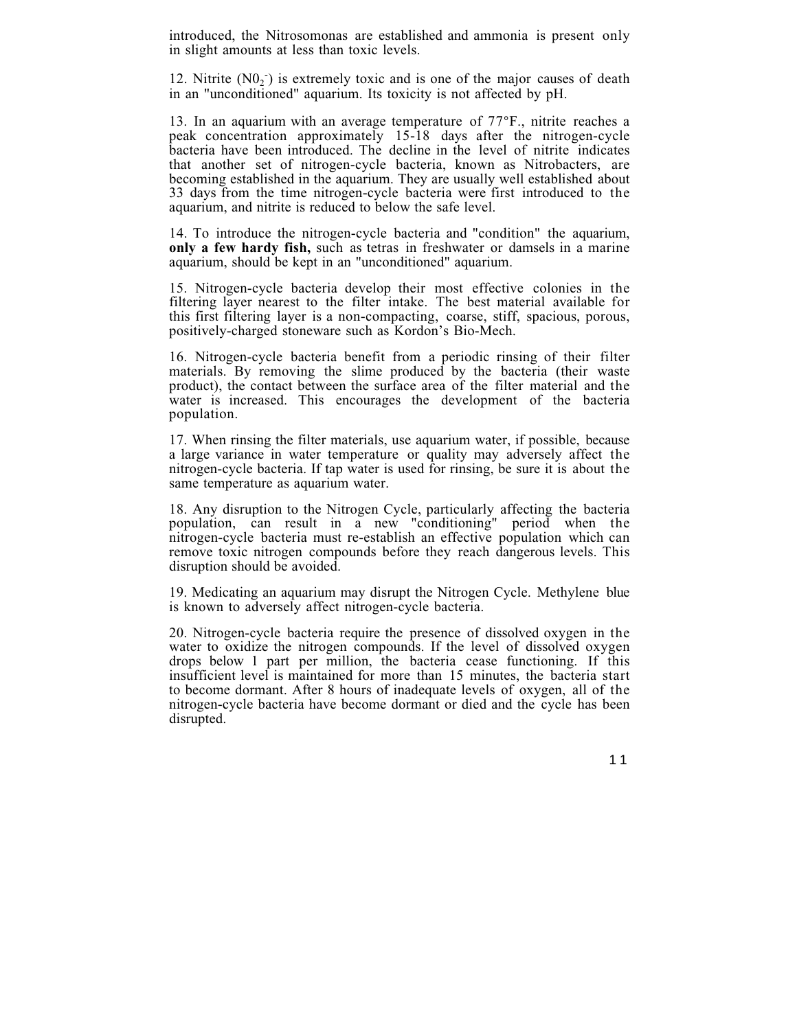introduced, the Nitrosomonas are established and ammonia is present only in slight amounts at less than toxic levels.

12. Nitrite ($N0_2^-$) is extremely toxic and is one of the major causes of death in an "unconditioned" aquarium. Its toxicity is not affected by pH.

13. In an aquarium with an average temperature of 77°F., nitrite reaches a peak concentration approximately 15-18 days after the nitrogen-cycle bacteria have been introduced. The decline in the level of nitrite indicates that another set of nitrogen-cycle bacteria, known as Nitrobacters, are becoming established in the aquarium. They are usually well established about 33 days from the time nitrogen-cycle bacteria were first introduced to the aquarium, and nitrite is reduced to below the safe level.

14. To introduce the nitrogen-cycle bacteria and "condition" the aquarium, **only a few hardy fish,** such as tetras in freshwater or damsels in a marine aquarium, should be kept in an "unconditioned" aquarium.

15. Nitrogen-cycle bacteria develop their most effective colonies in the filtering layer nearest to the filter intake. The best material available for this first filtering layer is a non-compacting, coarse, stiff, spacious, porous, positively-charged stoneware such as Kordon's Bio-Mech.

16. Nitrogen-cycle bacteria benefit from a periodic rinsing of their filter materials. By removing the slime produced by the bacteria (their waste product), the contact between the surface area of the filter material and the water is increased. This encourages the development of the bacteria population.

17. When rinsing the filter materials, use aquarium water, if possible, because a large variance in water temperature or quality may adversely affect the nitrogen-cycle bacteria. If tap water is used for rinsing, be sure it is about the same temperature as aquarium water.

18. Any disruption to the Nitrogen Cycle, particularly affecting the bacteria population, can result in a new "conditioning" period when the nitrogen-cycle bacteria must re-establish an effective population which can remove toxic nitrogen compounds before they reach dangerous levels. This disruption should be avoided.

19. Medicating an aquarium may disrupt the Nitrogen Cycle. Methylene blue is known to adversely affect nitrogen-cycle bacteria.

20. Nitrogen-cycle bacteria require the presence of dissolved oxygen in the water to oxidize the nitrogen compounds. If the level of dissolved oxygen drops below 1 part per million, the bacteria cease functioning. If this insufficient level is maintained for more than 15 minutes, the bacteria start to become dormant. After 8 hours of inadequate levels of oxygen, all of the nitrogen-cycle bacteria have become dormant or died and the cycle has been disrupted.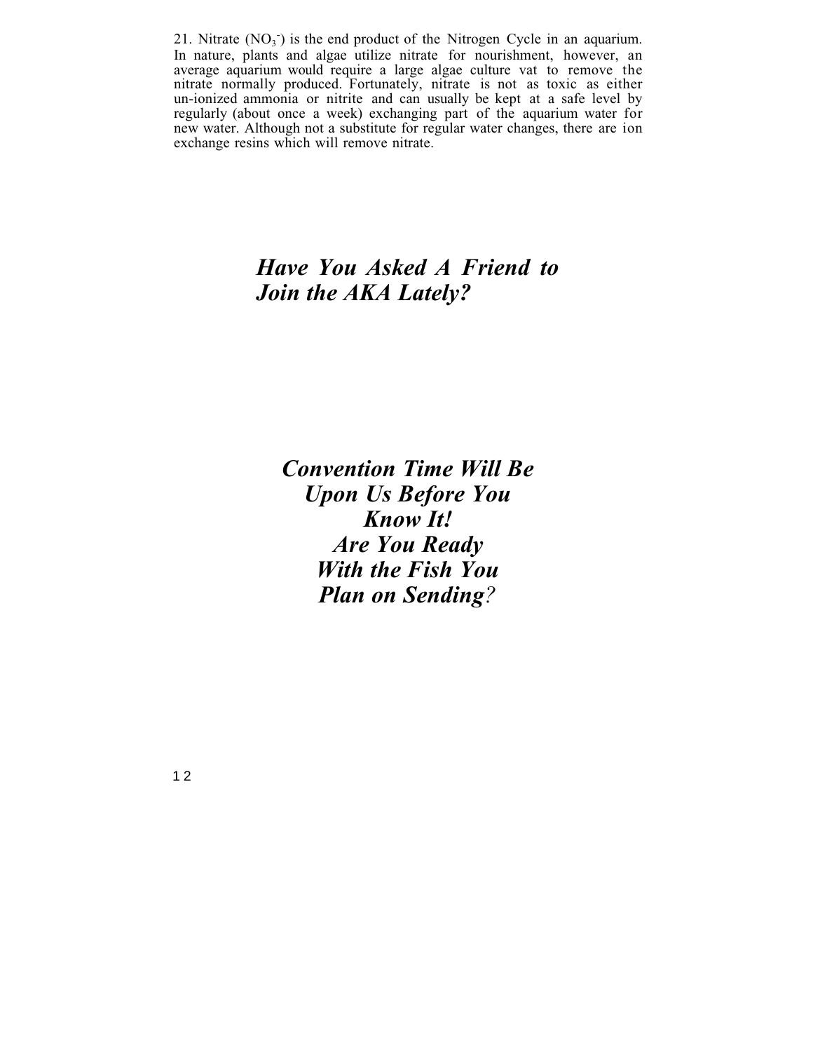21. Nitrate ($NO_3^-$) is the end product of the Nitrogen Cycle in an aquarium. In nature, plants and algae utilize nitrate for nourishment, however, an average aquarium would require a large algae culture vat to remove the nitrate normally produced. Fortunately, nitrate is not as toxic as either un-ionized ammonia or nitrite and can usually be kept at a safe level by regularly (about once a week) exchanging part of the aquarium water for new water. Although not a substitute for regular water changes, there are ion exchange resins which will remove nitrate.

***Have You Asked A Friend to Join the AKA Lately?***

***Convention Time Will Be Upon Us Before You Know It! Are You Ready With the Fish You Plan on Sending?***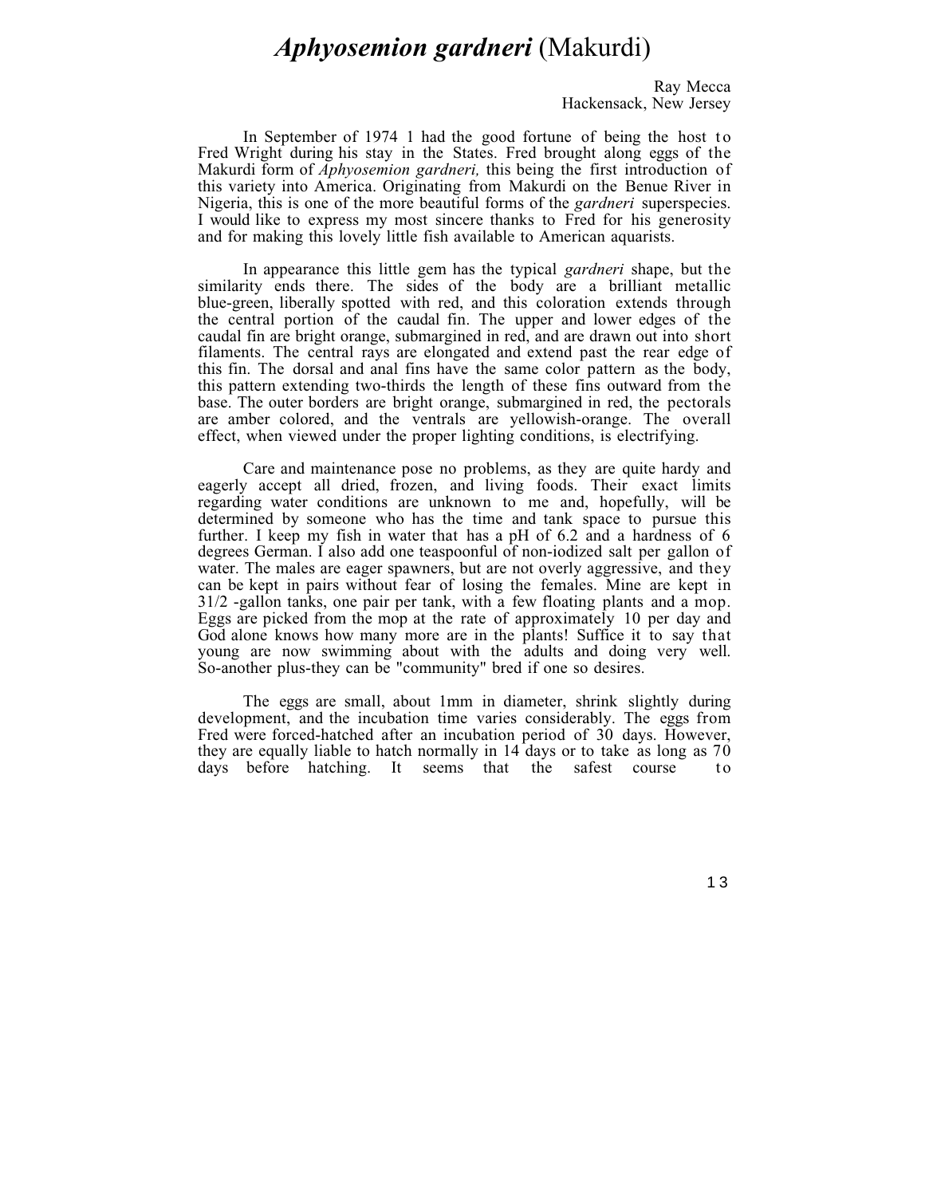# *Aphyosemion gardneri* (Makurdi)

Ray Mecca
Hackensack, New Jersey

In September of 1974 1 had the good fortune of being the host to Fred Wright during his stay in the States. Fred brought along eggs of the Makurdi form of *Aphyosemion gardneri,* this being the first introduction of this variety into America. Originating from Makurdi on the Benue River in Nigeria, this is one of the more beautiful forms of the *gardneri* superspecies. I would like to express my most sincere thanks to Fred for his generosity and for making this lovely little fish available to American aquarists.

In appearance this little gem has the typical *gardneri* shape, but the similarity ends there. The sides of the body are a brilliant metallic blue-green, liberally spotted with red, and this coloration extends through the central portion of the caudal fin. The upper and lower edges of the caudal fin are bright orange, submargined in red, and are drawn out into short filaments. The central rays are elongated and extend past the rear edge of this fin. The dorsal and anal fins have the same color pattern as the body, this pattern extending two-thirds the length of these fins outward from the base. The outer borders are bright orange, submargined in red, the pectorals are amber colored, and the ventrals are yellowish-orange. The overall effect, when viewed under the proper lighting conditions, is electrifying.

Care and maintenance pose no problems, as they are quite hardy and eagerly accept all dried, frozen, and living foods. Their exact limits regarding water conditions are unknown to me and, hopefully, will be determined by someone who has the time and tank space to pursue this further. I keep my fish in water that has a pH of 6.2 and a hardness of 6 degrees German. I also add one teaspoonful of non-iodized salt per gallon of water. The males are eager spawners, but are not overly aggressive, and they can be kept in pairs without fear of losing the females. Mine are kept in 31/2 -gallon tanks, one pair per tank, with a few floating plants and a mop. Eggs are picked from the mop at the rate of approximately 10 per day and God alone knows how many more are in the plants! Suffice it to say that young are now swimming about with the adults and doing very well. So-another plus-they can be "community" bred if one so desires.

The eggs are small, about 1mm in diameter, shrink slightly during development, and the incubation time varies considerably. The eggs from Fred were forced-hatched after an incubation period of 30 days. However, they are equally liable to hatch normally in 14 days or to take as long as 70 days before hatching. It seems that the safest course to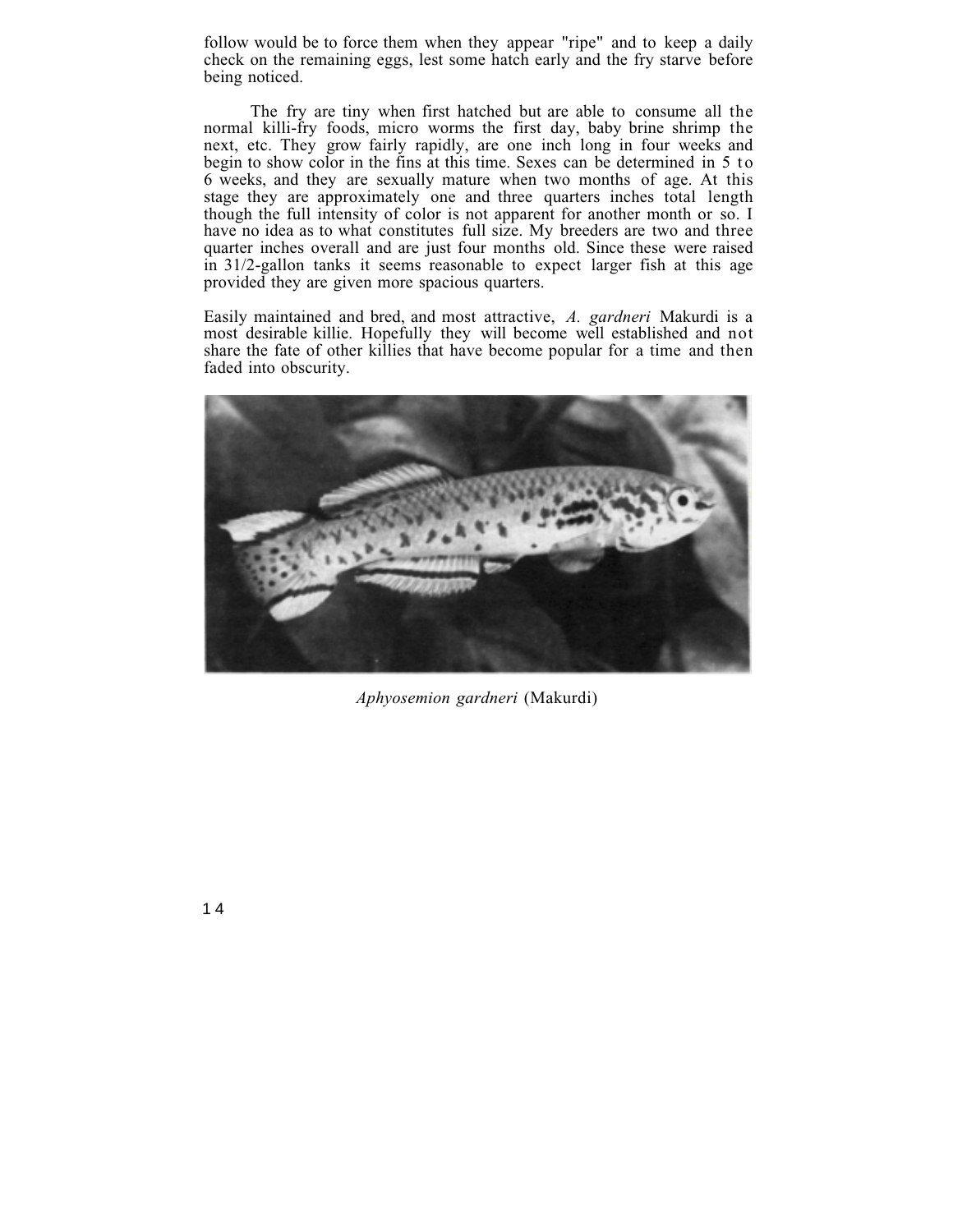follow would be to force them when they appear "ripe" and to keep a daily check on the remaining eggs, lest some hatch early and the fry starve before being noticed.

The fry are tiny when first hatched but are able to consume all the normal killi-fry foods, micro worms the first day, baby brine shrimp the next, etc. They grow fairly rapidly, are one inch long in four weeks and begin to show color in the fins at this time. Sexes can be determined in 5 to 6 weeks, and they are sexually mature when two months of age. At this stage they are approximately one and three quarters inches total length though the full intensity of color is not apparent for another month or so. I have no idea as to what constitutes full size. My breeders are two and three quarter inches overall and are just four months old. Since these were raised in 31/2-gallon tanks it seems reasonable to expect larger fish at this age provided they are given more spacious quarters.

Easily maintained and bred, and most attractive, *A. gardneri* Makurdi is a most desirable killie. Hopefully they will become well established and not share the fate of other killies that have become popular for a time and then faded into obscurity.

*Aphyosemion gardneri* (Makurdi)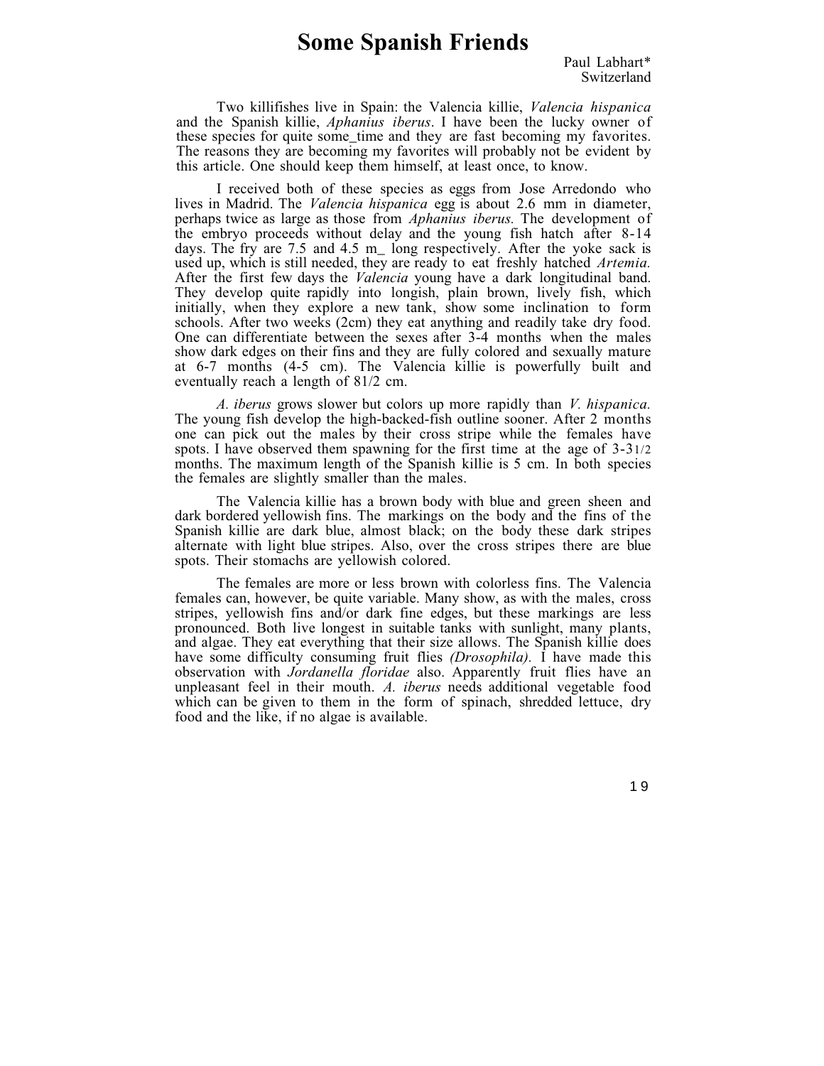# Some Spanish Friends

Paul Labhart*
Switzerland

Two killifishes live in Spain: the Valencia killie, *Valencia hispanica* and the Spanish killie, *Aphanius iberus*. I have been the lucky owner of these species for quite some_time and they are fast becoming my favorites. The reasons they are becoming my favorites will probably not be evident by this article. One should keep them himself, at least once, to know.

I received both of these species as eggs from Jose Arredondo who lives in Madrid. The *Valencia hispanica* egg is about 2.6 mm in diameter, perhaps twice as large as those from *Aphanius iberus.* The development of the embryo proceeds without delay and the young fish hatch after 8-14 days. The fry are 7.5 and 4.5 m_ long respectively. After the yoke sack is used up, which is still needed, they are ready to eat freshly hatched *Artemia.* After the first few days the *Valencia* young have a dark longitudinal band. They develop quite rapidly into longish, plain brown, lively fish, which initially, when they explore a new tank, show some inclination to form schools. After two weeks (2cm) they eat anything and readily take dry food. One can differentiate between the sexes after 3-4 months when the males show dark edges on their fins and they are fully colored and sexually mature at 6-7 months (4-5 cm). The Valencia killie is powerfully built and eventually reach a length of 81/2 cm.

*A. iberus* grows slower but colors up more rapidly than *V. hispanica.* The young fish develop the high-backed-fish outline sooner. After 2 months one can pick out the males by their cross stripe while the females have spots. I have observed them spawning for the first time at the age of 3-31/2 months. The maximum length of the Spanish killie is 5 cm. In both species the females are slightly smaller than the males.

The Valencia killie has a brown body with blue and green sheen and dark bordered yellowish fins. The markings on the body and the fins of the Spanish killie are dark blue, almost black; on the body these dark stripes alternate with light blue stripes. Also, over the cross stripes there are blue spots. Their stomachs are yellowish colored.

The females are more or less brown with colorless fins. The Valencia females can, however, be quite variable. Many show, as with the males, cross stripes, yellowish fins and/or dark fine edges, but these markings are less pronounced. Both live longest in suitable tanks with sunlight, many plants, and algae. They eat everything that their size allows. The Spanish killie does have some difficulty consuming fruit flies *(Drosophila)*. I have made this observation with *Jordanella floridae* also. Apparently fruit flies have an unpleasant feel in their mouth. *A. iberus* needs additional vegetable food which can be given to them in the form of spinach, shredded lettuce, dry food and the like, if no algae is available.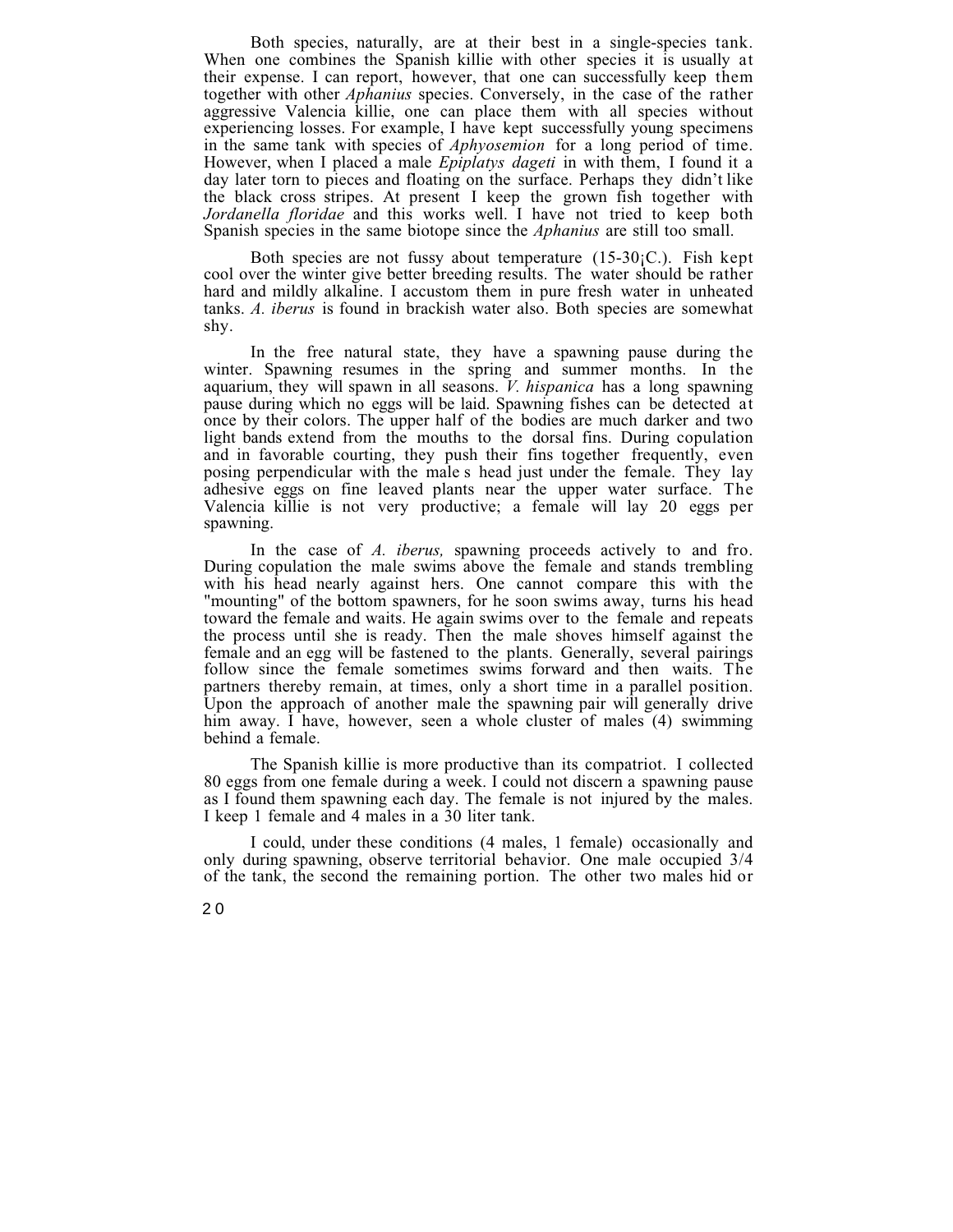Both species, naturally, are at their best in a single-species tank. When one combines the Spanish killie with other species it is usually at their expense. I can report, however, that one can successfully keep them together with other *Aphanius* species. Conversely, in the case of the rather aggressive Valencia killie, one can place them with all species without experiencing losses. For example, I have kept successfully young specimens in the same tank with species of *Aphyosemion* for a long period of time. However, when I placed a male *Epiplatys dageti* in with them, I found it a day later torn to pieces and floating on the surface. Perhaps they didn't like the black cross stripes. At present I keep the grown fish together with *Jordanella floridae* and this works well. I have not tried to keep both Spanish species in the same biotope since the *Aphanius* are still too small.

Both species are not fussy about temperature (15-30¡C.). Fish kept cool over the winter give better breeding results. The water should be rather hard and mildly alkaline. I accustom them in pure fresh water in unheated tanks. *A. iberus* is found in brackish water also. Both species are somewhat shy.

In the free natural state, they have a spawning pause during the winter. Spawning resumes in the spring and summer months. In the aquarium, they will spawn in all seasons. *V. hispanica* has a long spawning pause during which no eggs will be laid. Spawning fishes can be detected at once by their colors. The upper half of the bodies are much darker and two light bands extend from the mouths to the dorsal fins. During copulation and in favorable courting, they push their fins together frequently, even posing perpendicular with the male s head just under the female. They lay adhesive eggs on fine leaved plants near the upper water surface. The Valencia killie is not very productive; a female will lay 20 eggs per spawning.

In the case of *A. iberus,* spawning proceeds actively to and fro. During copulation the male swims above the female and stands trembling with his head nearly against hers. One cannot compare this with the "mounting" of the bottom spawners, for he soon swims away, turns his head toward the female and waits. He again swims over to the female and repeats the process until she is ready. Then the male shoves himself against the female and an egg will be fastened to the plants. Generally, several pairings follow since the female sometimes swims forward and then waits. The partners thereby remain, at times, only a short time in a parallel position. Upon the approach of another male the spawning pair will generally drive him away. I have, however, seen a whole cluster of males (4) swimming behind a female.

The Spanish killie is more productive than its compatriot. I collected 80 eggs from one female during a week. I could not discern a spawning pause as I found them spawning each day. The female is not injured by the males. I keep 1 female and 4 males in a 30 liter tank.

I could, under these conditions (4 males, 1 female) occasionally and only during spawning, observe territorial behavior. One male occupied 3/4 of the tank, the second the remaining portion. The other two males hid or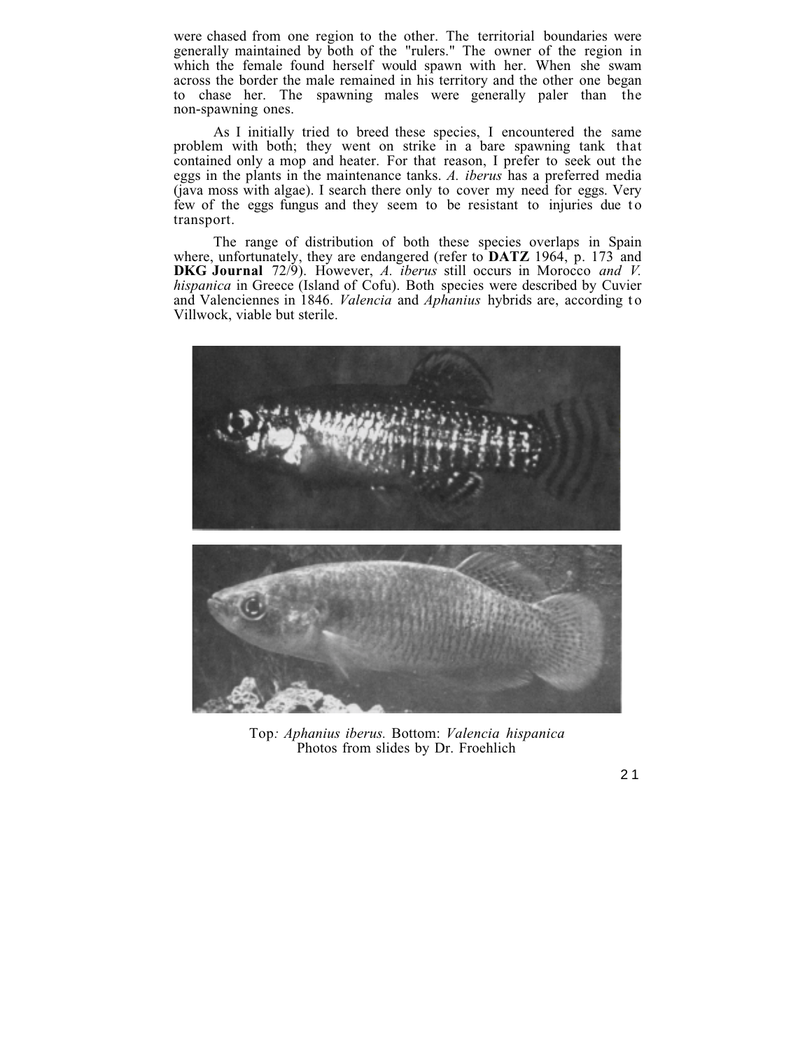were chased from one region to the other. The territorial boundaries were generally maintained by both of the "rulers." The owner of the region in which the female found herself would spawn with her. When she swam across the border the male remained in his territory and the other one began to chase her. The spawning males were generally paler than the non-spawning ones.

As I initially tried to breed these species, I encountered the same problem with both; they went on strike in a bare spawning tank that contained only a mop and heater. For that reason, I prefer to seek out the eggs in the plants in the maintenance tanks. *A. iberus* has a preferred media (java moss with algae). I search there only to cover my need for eggs. Very few of the eggs fungus and they seem to be resistant to injuries due to transport.

The range of distribution of both these species overlaps in Spain where, unfortunately, they are endangered (refer to **DATZ** 1964, p. 173 and **DKG Journal** 72/9). However, *A. iberus* still occurs in Morocco *and V. hispanica* in Greece (Island of Cofu). Both species were described by Cuvier and Valenciennes in 1846. *Valencia* and *Aphanius* hybrids are, according to Villwock, viable but sterile.

Top*: Aphanius iberus.* Bottom: *Valencia hispanica*
Photos from slides by Dr. Froehlich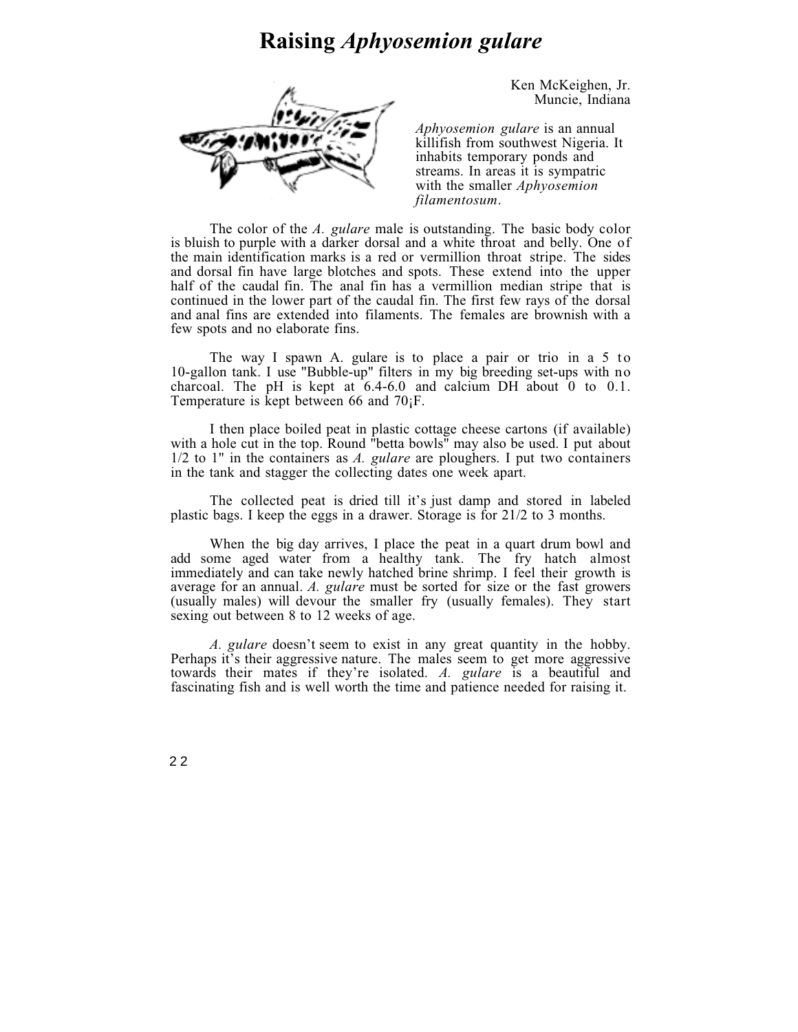# Raising *Aphyosemion gulare*

Ken McKeighen, Jr.
Muncie, Indiana

*Aphyosemion gulare* is an annual killifish from southwest Nigeria. It inhabits temporary ponds and streams. In areas it is sympatric with the smaller *Aphyosemion filamentosum*.

The color of the *A. gulare* male is outstanding. The basic body color is bluish to purple with a darker dorsal and a white throat and belly. One of the main identification marks is a red or vermillion throat stripe. The sides and dorsal fin have large blotches and spots. These extend into the upper half of the caudal fin. The anal fin has a vermillion median stripe that is continued in the lower part of the caudal fin. The first few rays of the dorsal and anal fins are extended into filaments. The females are brownish with a few spots and no elaborate fins.

The way I spawn A. gulare is to place a pair or trio in a 5 to 10-gallon tank. I use "Bubble-up" filters in my big breeding set-ups with no charcoal. The pH is kept at 6.4-6.0 and calcium DH about 0 to 0.1. Temperature is kept between 66 and 70¡F.

I then place boiled peat in plastic cottage cheese cartons (if available) with a hole cut in the top. Round "betta bowls" may also be used. I put about 1/2 to 1" in the containers as *A. gulare* are ploughers. I put two containers in the tank and stagger the collecting dates one week apart.

The collected peat is dried till it's just damp and stored in labeled plastic bags. I keep the eggs in a drawer. Storage is for 21/2 to 3 months.

When the big day arrives, I place the peat in a quart drum bowl and add some aged water from a healthy tank. The fry hatch almost immediately and can take newly hatched brine shrimp. I feel their growth is average for an annual. *A. gulare* must be sorted for size or the fast growers (usually males) will devour the smaller fry (usually females). They start sexing out between 8 to 12 weeks of age.

*A. gulare* doesn't seem to exist in any great quantity in the hobby. Perhaps it's their aggressive nature. The males seem to get more aggressive towards their mates if they're isolated. *A. gulare* is a beautiful and fascinating fish and is well worth the time and patience needed for raising it.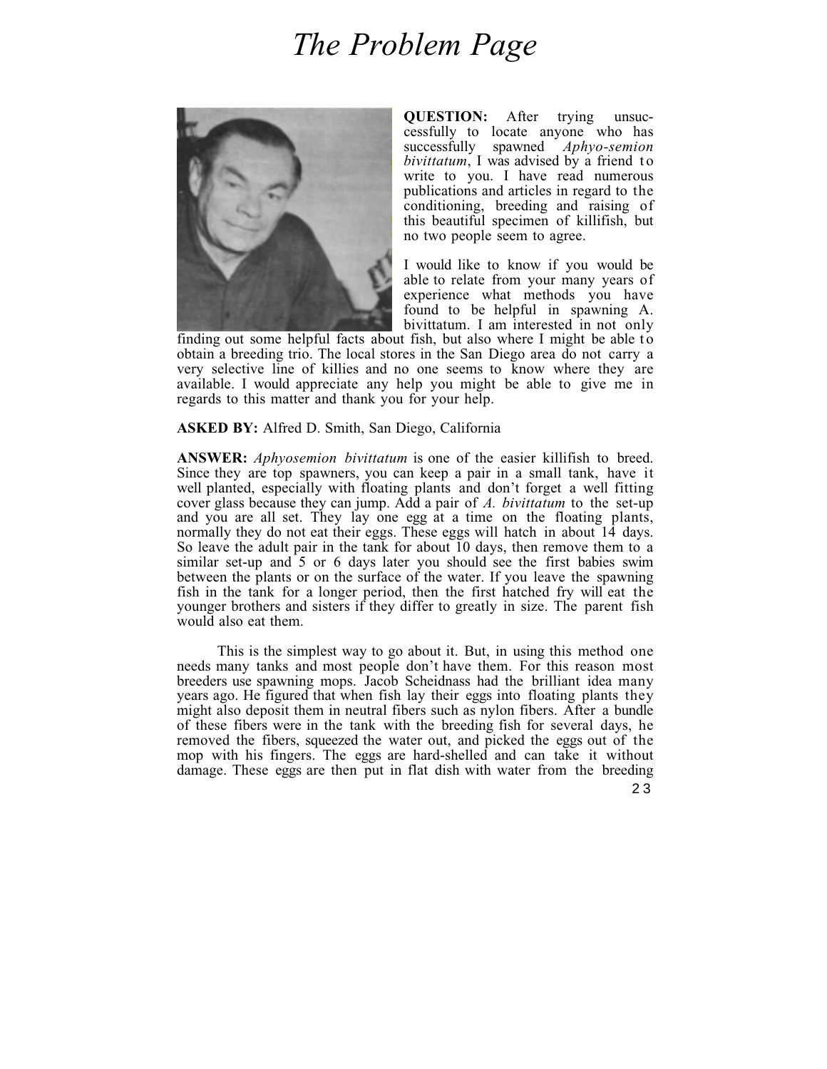# The Problem Page

**QUESTION:** After trying unsuccessfully to locate anyone who has successfully spawned *Aphyo-semion bivittatum*, I was advised by a friend to write to you. I have read numerous publications and articles in regard to the conditioning, breeding and raising of this beautiful specimen of killifish, but no two people seem to agree.

I would like to know if you would be able to relate from your many years of experience what methods you have found to be helpful in spawning A. bivittatum. I am interested in not only finding out some helpful facts about fish, but also where I might be able to obtain a breeding trio. The local stores in the San Diego area do not carry a very selective line of killies and no one seems to know where they are available. I would appreciate any help you might be able to give me in regards to this matter and thank you for your help.

**ASKED BY:** Alfred D. Smith, San Diego, California

**ANSWER:** *Aphyosemion bivittatum* is one of the easier killifish to breed. Since they are top spawners, you can keep a pair in a small tank, have it well planted, especially with floating plants and don't forget a well fitting cover glass because they can jump. Add a pair of *A. bivittatum* to the set-up and you are all set. They lay one egg at a time on the floating plants, normally they do not eat their eggs. These eggs will hatch in about 14 days. So leave the adult pair in the tank for about 10 days, then remove them to a similar set-up and 5 or 6 days later you should see the first babies swim between the plants or on the surface of the water. If you leave the spawning fish in the tank for a longer period, then the first hatched fry will eat the younger brothers and sisters if they differ to greatly in size. The parent fish would also eat them.

This is the simplest way to go about it. But, in using this method one needs many tanks and most people don't have them. For this reason most breeders use spawning mops. Jacob Scheidnass had the brilliant idea many years ago. He figured that when fish lay their eggs into floating plants they might also deposit them in neutral fibers such as nylon fibers. After a bundle of these fibers were in the tank with the breeding fish for several days, he removed the fibers, squeezed the water out, and picked the eggs out of the mop with his fingers. The eggs are hard-shelled and can take it without damage. These eggs are then put in flat dish with water from the breeding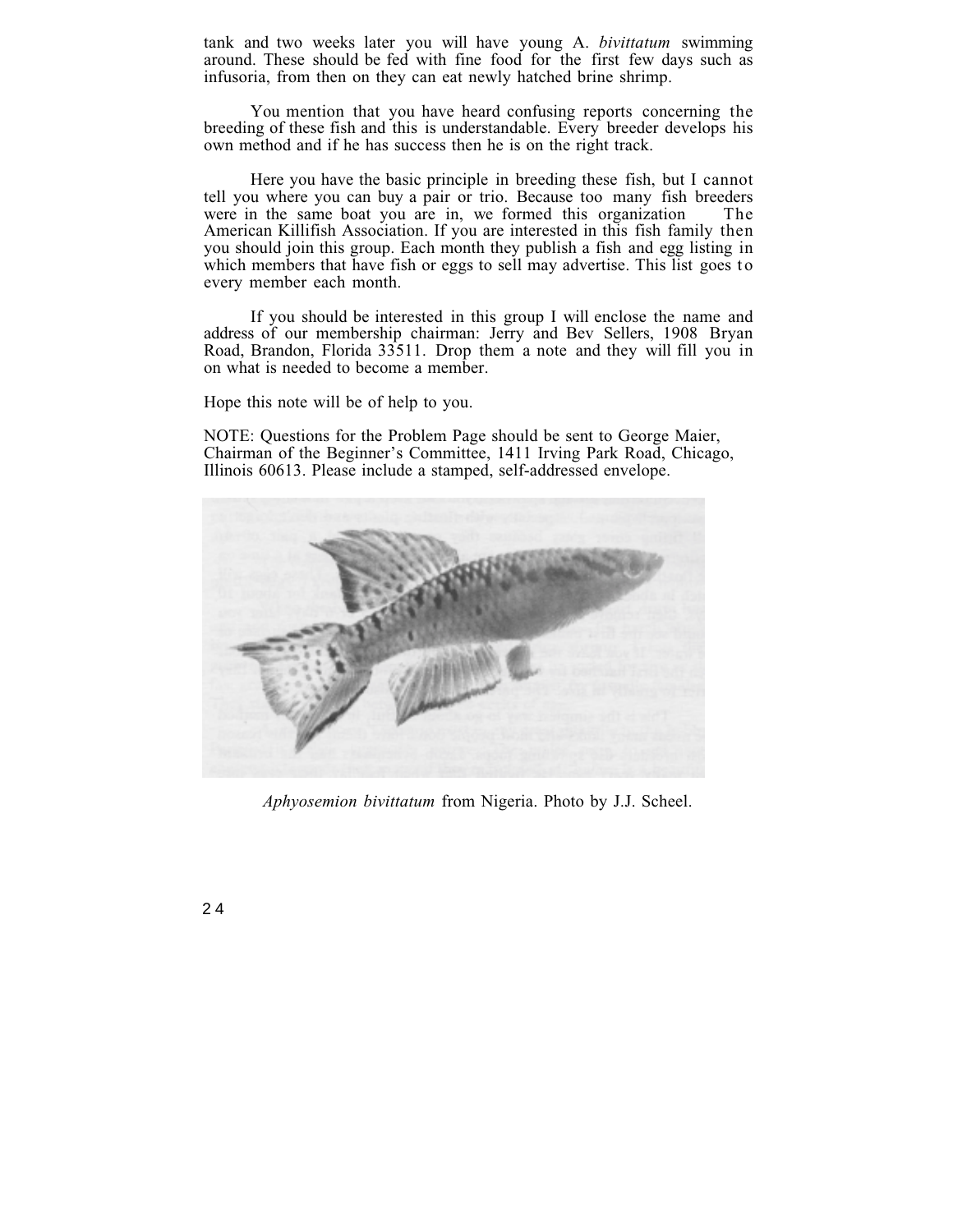tank and two weeks later you will have young A. *bivittatum* swimming around. These should be fed with fine food for the first few days such as infusoria, from then on they can eat newly hatched brine shrimp.

You mention that you have heard confusing reports concerning the breeding of these fish and this is understandable. Every breeder develops his own method and if he has success then he is on the right track.

Here you have the basic principle in breeding these fish, but I cannot tell you where you can buy a pair or trio. Because too many fish breeders were in the same boat you are in, we formed this organization The American Killifish Association. If you are interested in this fish family then you should join this group. Each month they publish a fish and egg listing in which members that have fish or eggs to sell may advertise. This list goes to every member each month.

If you should be interested in this group I will enclose the name and address of our membership chairman: Jerry and Bev Sellers, 1908 Bryan Road, Brandon, Florida 33511. Drop them a note and they will fill you in on what is needed to become a member.

Hope this note will be of help to you.

NOTE: Questions for the Problem Page should be sent to George Maier, Chairman of the Beginner's Committee, 1411 Irving Park Road, Chicago, Illinois 60613. Please include a stamped, self-addressed envelope.

*Aphyosemion bivittatum* from Nigeria. Photo by J.J. Scheel.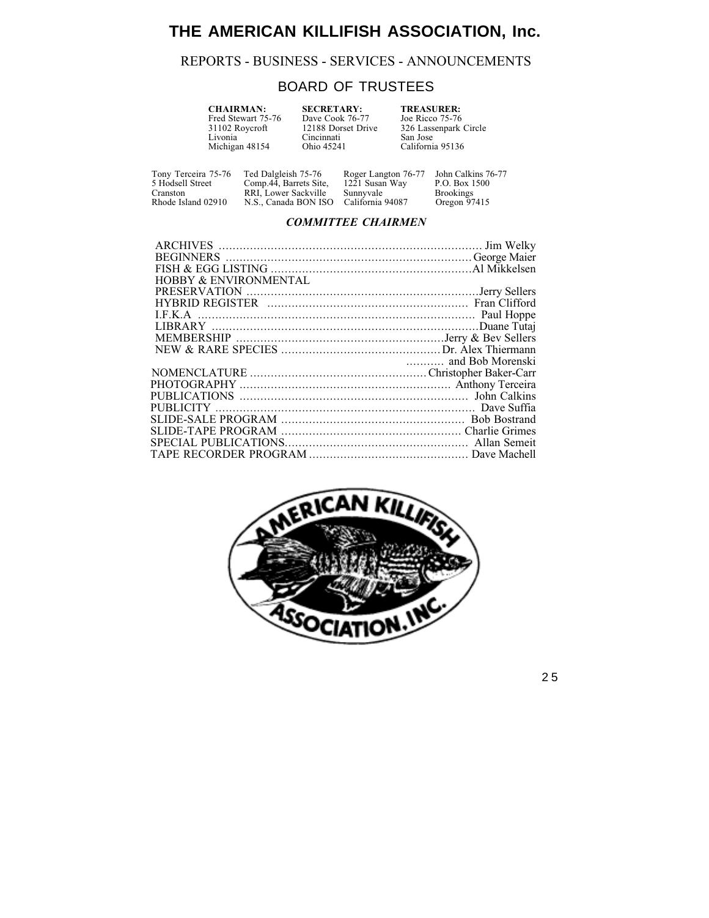# THE AMERICAN KILLIFISH ASSOCIATION, Inc.

## REPORTS - BUSINESS - SERVICES - ANNOUNCEMENTS

## BOARD OF TRUSTEES

| **CHAIRMAN:** | **SECRETARY:** | **TREASURER:** |
|---|---|---|
| Fred Stewart 75-76 | Dave Cook 76-77 | Joe Ricco 75-76 |
| 31102 Roycroft | 12188 Dorset Drive | 326 Lassenpark Circle |
| Livonia | Cincinnati | San Jose |
| Michigan 48154 | Ohio 45241 | California 95136 |

| | | | |
|---|---|---|---|
| Tony Terceira 75-76 | Ted Dalgleish 75-76 | Roger Langton 76-77 | John Calkins 76-77 |
| 5 Hodsell Street | Comp.44, Barrets Site, | 1221 Susan Way | P.O. Box 1500 |
| Cranston | RRI, Lower Sackville | Sunnyvale | Brookings |
| Rhode Island 02910 | N.S., Canada BON ISO | California 94087 | Oregon 97415 |

### *COMMITTEE CHAIRMEN*

ARCHIVES .......... Jim Welky
BEGINNERS .......... George Maier
FISH & EGG LISTING .......... Al Mikkelsen
HOBBY & ENVIRONMENTAL PRESERVATION .......... Jerry Sellers
HYBRID REGISTER .......... Fran Clifford
I.F.K.A .......... Paul Hoppe
LIBRARY .......... Duane Tutaj
MEMBERSHIP .......... Jerry & Bev Sellers
NEW & RARE SPECIES .......... Dr. Alex Thiermann and Bob Morenski
NOMENCLATURE .......... Christopher Baker-Carr
PHOTOGRAPHY .......... Anthony Terceira
PUBLICATIONS .......... John Calkins
PUBLICITY .......... Dave Suffia
SLIDE-SALE PROGRAM .......... Bob Bostrand
SLIDE-TAPE PROGRAM .......... Charlie Grimes
SPECIAL PUBLICATIONS .......... Allan Semeit
TAPE RECORDER PROGRAM .......... Dave Machell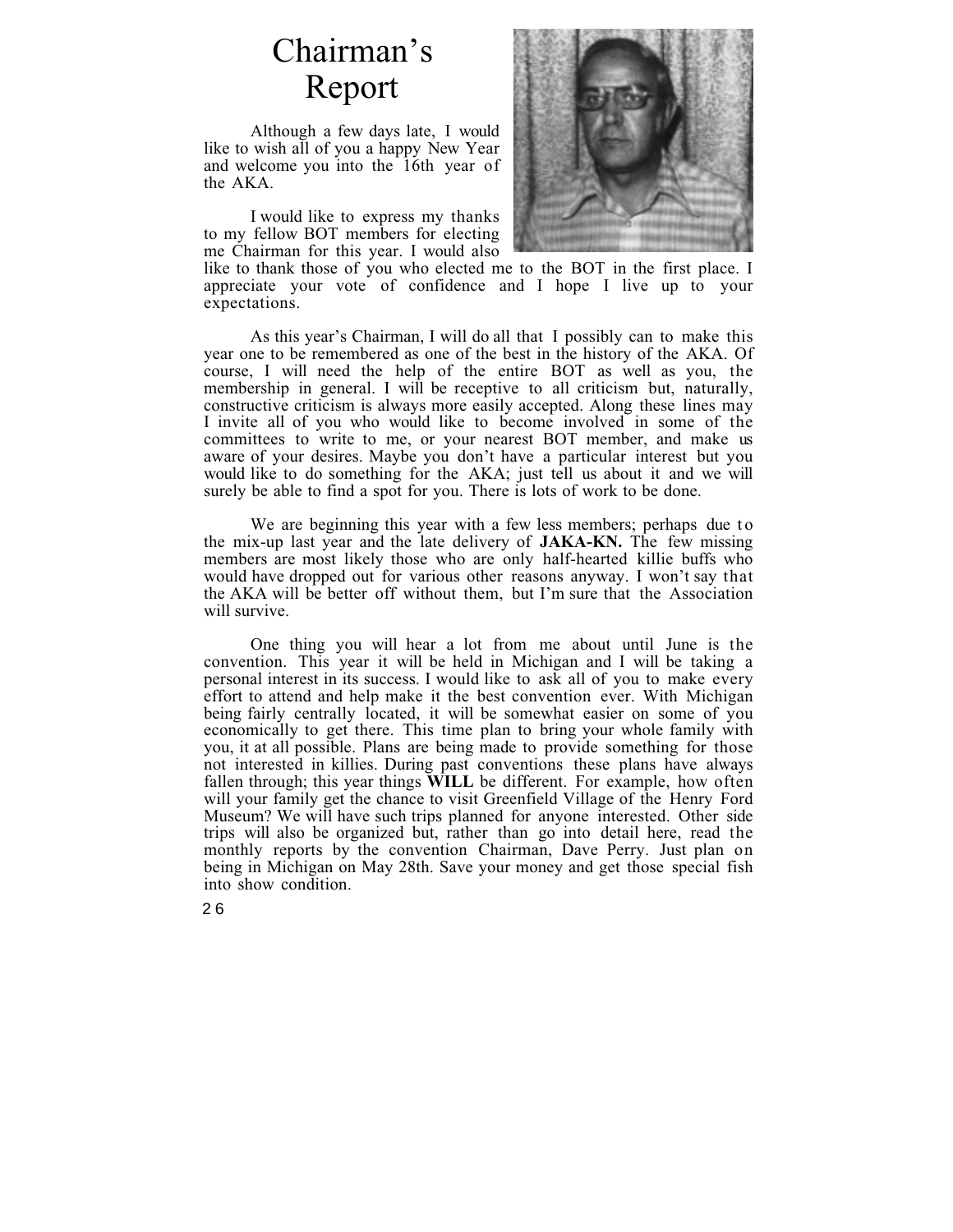# Chairman's Report

Although a few days late, I would like to wish all of you a happy New Year and welcome you into the 16th year of the AKA.

I would like to express my thanks to my fellow BOT members for electing me Chairman for this year. I would also like to thank those of you who elected me to the BOT in the first place. I appreciate your vote of confidence and I hope I live up to your expectations.

As this year's Chairman, I will do all that I possibly can to make this year one to be remembered as one of the best in the history of the AKA. Of course, I will need the help of the entire BOT as well as you, the membership in general. I will be receptive to all criticism but, naturally, constructive criticism is always more easily accepted. Along these lines may I invite all of you who would like to become involved in some of the committees to write to me, or your nearest BOT member, and make us aware of your desires. Maybe you don't have a particular interest but you would like to do something for the AKA; just tell us about it and we will surely be able to find a spot for you. There is lots of work to be done.

We are beginning this year with a few less members; perhaps due to the mix-up last year and the late delivery of **JAKA-KN.** The few missing members are most likely those who are only half-hearted killie buffs who would have dropped out for various other reasons anyway. I won't say that the AKA will be better off without them, but I'm sure that the Association will survive.

One thing you will hear a lot from me about until June is the convention. This year it will be held in Michigan and I will be taking a personal interest in its success. I would like to ask all of you to make every effort to attend and help make it the best convention ever. With Michigan being fairly centrally located, it will be somewhat easier on some of you economically to get there. This time plan to bring your whole family with you, it at all possible. Plans are being made to provide something for those not interested in killies. During past conventions these plans have always fallen through; this year things **WILL** be different. For example, how often will your family get the chance to visit Greenfield Village of the Henry Ford Museum? We will have such trips planned for anyone interested. Other side trips will also be organized but, rather than go into detail here, read the monthly reports by the convention Chairman, Dave Perry. Just plan on being in Michigan on May 28th. Save your money and get those special fish into show condition.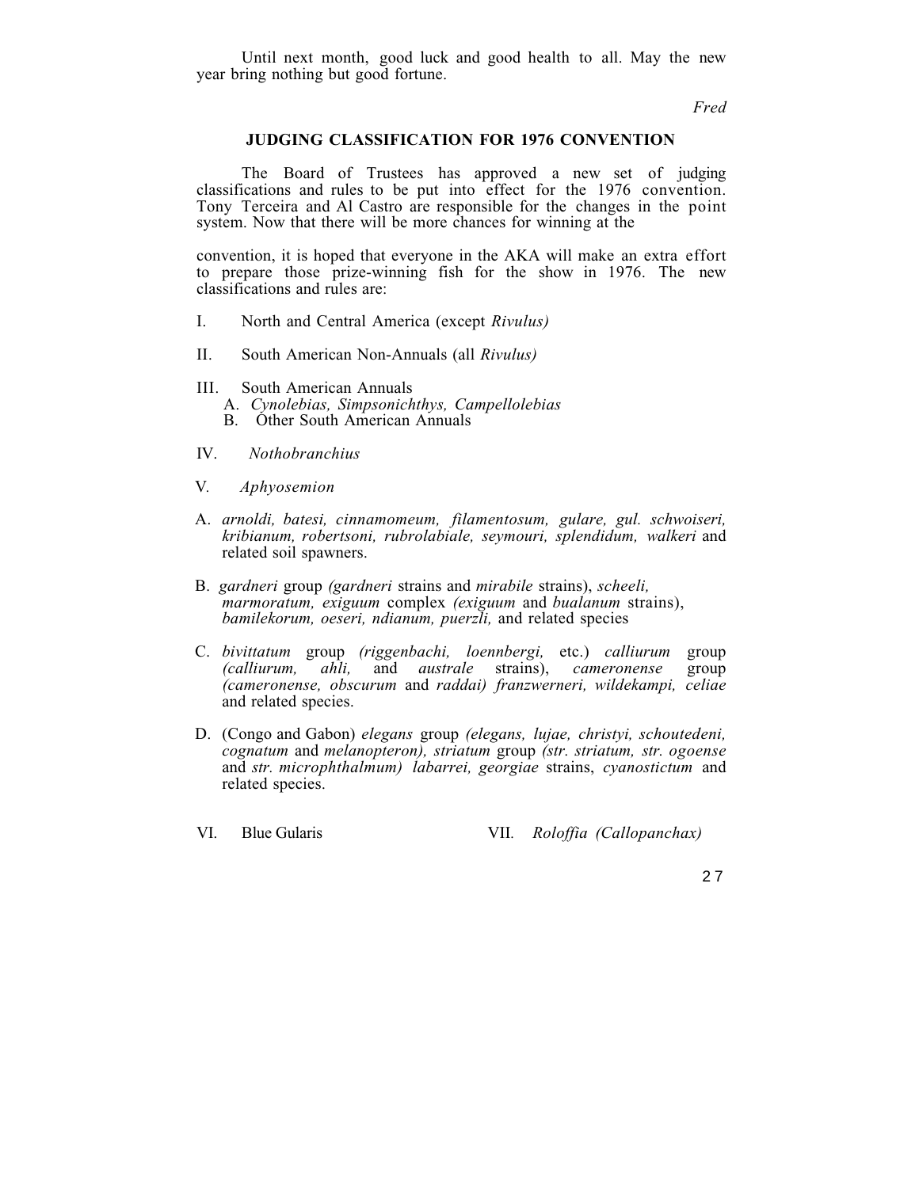Until next month, good luck and good health to all. May the new year bring nothing but good fortune.

*Fred*

## JUDGING CLASSIFICATION FOR 1976 CONVENTION

The Board of Trustees has approved a new set of judging classifications and rules to be put into effect for the 1976 convention. Tony Terceira and Al Castro are responsible for the changes in the point system. Now that there will be more chances for winning at the convention, it is hoped that everyone in the AKA will make an extra effort to prepare those prize-winning fish for the show in 1976. The new classifications and rules are:

I. North and Central America (except *Rivulus)*

II. South American Non-Annuals (all *Rivulus)*

III. South American Annuals
   A. *Cynolebias, Simpsonichthys, Campellolebias*
   B. Other South American Annuals

IV. *Nothobranchius*

V. *Aphyosemion*

A. *arnoldi, batesi, cinnamomeum, filamentosum, gulare, gul. schwoiseri, kribianum, robertsoni, rubrolabiale, seymouri, splendidum, walkeri* and related soil spawners.

B. *gardneri* group *(gardneri* strains and *mirabile* strains), *scheeli, marmoratum, exiguum* complex *(exiguum* and *bualanum* strains), *bamilekorum, oeseri, ndianum, puerzli,* and related species

C. *bivittatum* group *(riggenbachi, loennbergi,* etc.) *calliurum* group *(calliurum, ahli,* and *australe* strains), *cameronense* group *(cameronense, obscurum* and *raddai) franzwerneri, wildekampi, celiae* and related species.

D. (Congo and Gabon) *elegans* group *(elegans, lujae, christyi, schoutedeni, cognatum* and *melanopteron), striatum* group *(str. striatum, str. ogoense* and *str. microphthalmum) labarrei, georgiae* strains, *cyanostictum* and related species.

VI. Blue Gularis

VII. *Roloffia (Callopanchax)*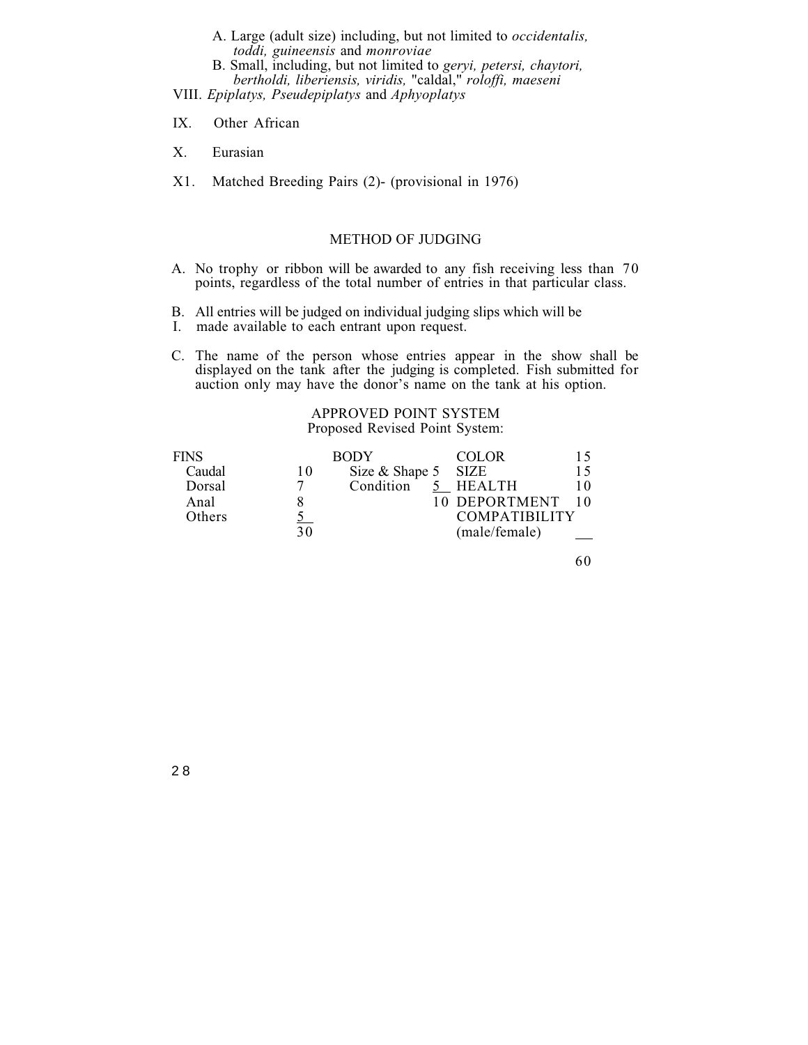A. Large (adult size) including, but not limited to *occidentalis, toddi, guineensis* and *monroviae*

B. Small, including, but not limited to *geryi, petersi, chaytori, bertholdi, liberiensis, viridis,* "caldal," *roloffi, maeseni*

VIII. *Epiplatys, Pseudepiplatys* and *Aphyoplatys*

IX. Other African

X. Eurasian

X1. Matched Breeding Pairs (2)- (provisional in 1976)

## METHOD OF JUDGING

A. No trophy or ribbon will be awarded to any fish receiving less than 70 points, regardless of the total number of entries in that particular class.

B. All entries will be judged on individual judging slips which will be
I. made available to each entrant upon request.

C. The name of the person whose entries appear in the show shall be displayed on the tank after the judging is completed. Fish submitted for auction only may have the donor's name on the tank at his option.

### APPROVED POINT SYSTEM

Proposed Revised Point System:

| FINS | | BODY | | COLOR | 15 |
|---|---|---|---|---|---|
| Caudal | 10 | Size & Shape | 5 | SIZE | 15 |
| Dorsal | 7 | Condition | 5 | HEALTH | 10 |
| Anal | 8 | | 10 | DEPORTMENT | 10 |
| Others | 5 | | | COMPATIBILITY (male/female) | |
| | 30 | | | | 60 |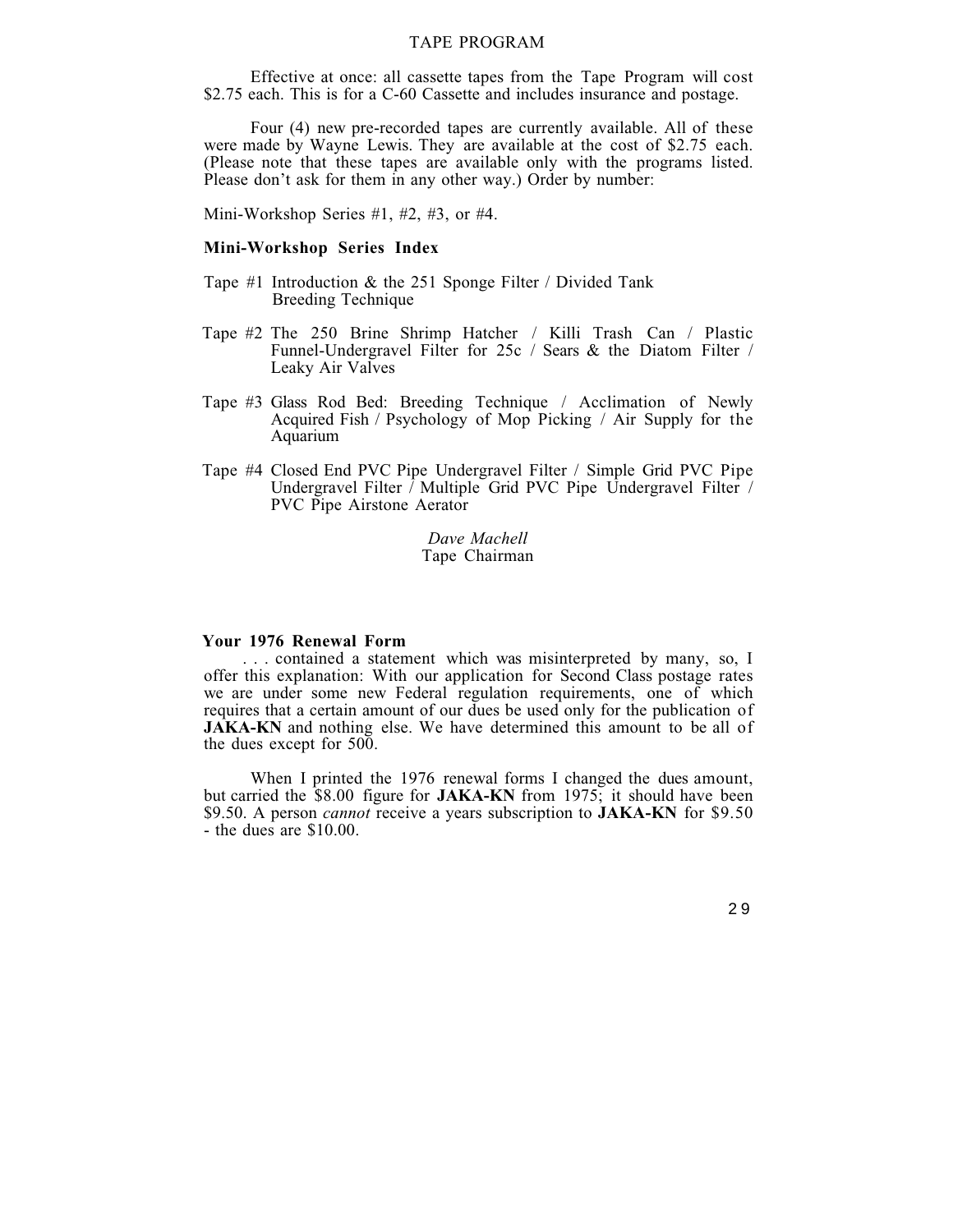## TAPE PROGRAM

Effective at once: all cassette tapes from the Tape Program will cost $2.75 each. This is for a C-60 Cassette and includes insurance and postage.

Four (4) new pre-recorded tapes are currently available. All of these were made by Wayne Lewis. They are available at the cost of $2.75 each. (Please note that these tapes are available only with the programs listed. Please don't ask for them in any other way.) Order by number:

Mini-Workshop Series #1, #2, #3, or #4.

### Mini-Workshop Series Index

Tape #1 Introduction & the 251 Sponge Filter / Divided Tank Breeding Technique

Tape #2 The 250 Brine Shrimp Hatcher / Killi Trash Can / Plastic Funnel-Undergravel Filter for 25c / Sears & the Diatom Filter / Leaky Air Valves

Tape #3 Glass Rod Bed: Breeding Technique / Acclimation of Newly Acquired Fish / Psychology of Mop Picking / Air Supply for the Aquarium

Tape #4 Closed End PVC Pipe Undergravel Filter / Simple Grid PVC Pipe Undergravel Filter / Multiple Grid PVC Pipe Undergravel Filter / PVC Pipe Airstone Aerator

*Dave Machell*
Tape Chairman

### Your 1976 Renewal Form

. . . contained a statement which was misinterpreted by many, so, I offer this explanation: With our application for Second Class postage rates we are under some new Federal regulation requirements, one of which requires that a certain amount of our dues be used only for the publication of **JAKA-KN** and nothing else. We have determined this amount to be all of the dues except for 500.

When I printed the 1976 renewal forms I changed the dues amount, but carried the $8.00 figure for **JAKA-KN** from 1975; it should have been $9.50. A person *cannot* receive a years subscription to **JAKA-KN** for $9.50 - the dues are $10.00.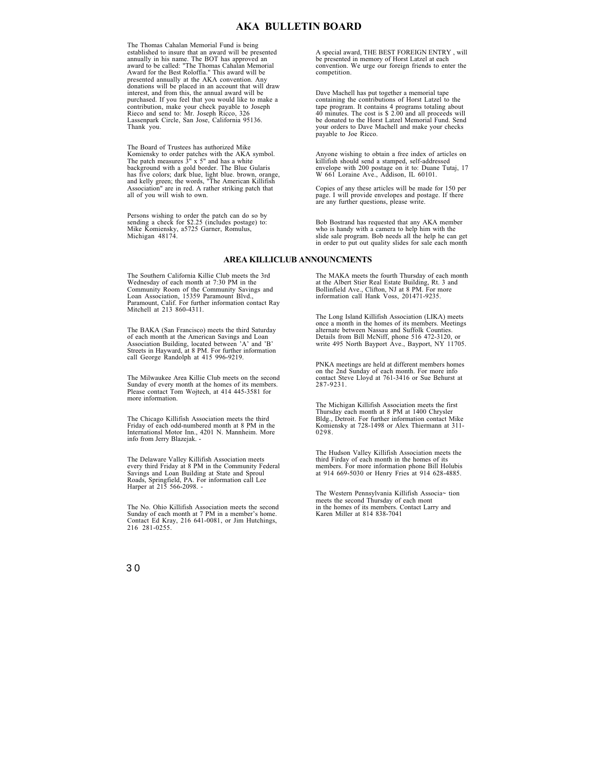# AKA BULLETIN BOARD

The Thomas Cahalan Memorial Fund is being established to insure that an award will be presented annually in his name. The BOT has approved an award to be called: "The Thomas Cahalan Memorial Award for the Best Roloffia." This award will be presented annually at the AKA convention. Any donations will be placed in an account that will draw interest, and from this, the annual award will be purchased. If you feel that you would like to make a contribution, make your check payable to Joseph Rieco and send to: Mr. Joseph Ricco, 326 Lassenpark Circle, San Jose, California 95136. Thank you.

The Board of Trustees has authorized Mike Komiensky to order patches with the AKA symbol. The patch measures 3" x 5" and has a white background with a gold border. The Blue Gularis has five colors; dark blue, light blue. brown, orange, and kelly green; the words, "The American Killifish Association" are in red. A rather striking patch that all of you will wish to own.

Persons wishing to order the patch can do so by sending a check for $2.25 (includes postage) to: Mike Komiensky, a5725 Garner, Romulus, Michigan 48174.

A special award, THE BEST FOREIGN ENTRY , will be presented in memory of Horst Latzel at each convention. We urge our foreign friends to enter the competition.

Dave Machell has put together a memorial tape containing the contributions of Horst Latzel to the tape program. It contains 4 programs totaling about 40 minutes. The cost is $ 2.00 and all proceeds will be donated to the Horst Latzel Memorial Fund. Send your orders to Dave Machell and make your checks payable to Joe Ricco.

Anyone wishing to obtain a free index of articles on killifish should send a stamped, self-addressed envelope with 200 postage on it to: Duane Tutaj, 17 W 661 Loraine Ave., Addison, IL 60101.

Copies of any these articles will be made for 150 per page. I will provide envelopes and postage. If there are any further questions, please write.

Bob Bostrand has requested that any AKA member who is handy with a camera to help him with the slide sale program. Bob needs all the help he can get in order to put out quality slides for sale each month

## AREA KILLICLUB ANNOUNCMENTS

The Southern California Killie Club meets the 3rd Wednesday of each month at 7:30 PM in the Community Room of the Community Savings and Loan Association, 15359 Paramount Blvd., Paramount, Calif. For further information contact Ray Mitchell at 213 860-4311.

The BAKA (San Francisco) meets the third Saturday of each month at the American Savings and Loan Association Building, located between 'A' and 'B' Streets in Hayward, at 8 PM. For further information call George Randolph at 415 996-9219.

The Milwaukee Area Killie Club meets on the second Sunday of every month at the homes of its members. Please contact Tom Wojtech, at 414 445-3581 for more information.

The Chicago Killifish Association meets the third Friday of each odd-numbered month at 8 PM in the Internationsl Motor Inn., 4201 N. Mannheim. More info from Jerry Blazejak. -

The Delaware Valley Killifish Association meets every third Friday at 8 PM in the Community Federal Savings and Loan Building at State and Sproul Roads, Springfield, PA. For information call Lee Harper at 215 566-2098. -

The No. Ohio Killifish Association meets the second Sunday of each month at 7 PM in a member's home. Contact Ed Kray, 216 641-0081, or Jim Hutchings, 216 281-0255.

The MAKA meets the fourth Thursday of each month at the Albert Stier Real Estate Building, Rt. 3 and Bollinfield Ave., Clifton, NJ at 8 PM. For more information call Hank Voss, 201471-9235.

The Long Island Killifish Association (LIKA) meets once a month in the homes of its members. Meetings alternate between Nassau and Suffolk Counties. Details from Bill McNiff, phone 516 472-3120, or write 495 North Bayport Ave., Bayport, NY 11705.

PNKA meetings are held at different members homes on the 2nd Sunday of each month. For more info contact Steve Lloyd at 761-3416 or Sue Behurst at 287-9231.

The Michigan Killifish Association meets the first Thursday each month at 8 PM at 1400 Chrysler Bldg., Detroit. For further information contact Mike Komiensky at 728-1498 or Alex Thiermann at 311-0298.

The Hudson Valley Killifish Association meets the third Firday of each month in the homes of its members. For more information phone Bill Holubis at 914 669-5030 or Henry Fries at 914 628-4885.

The Western Pennsylvania Killifish Associa~ tion meets the second Thursday of each mont in the homes of its members. Contact Larry and Karen Miller at 814 838-7041